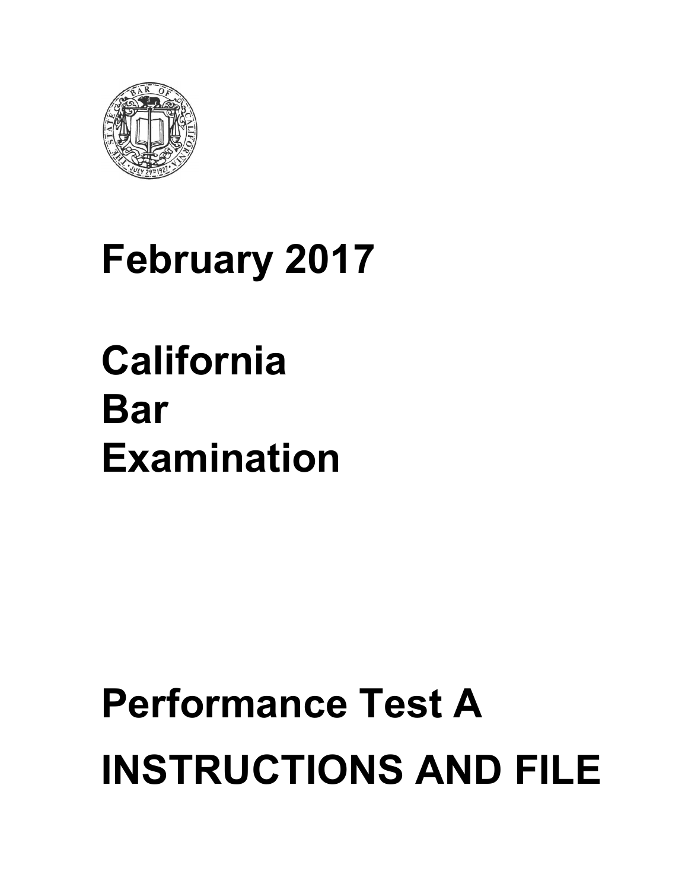# February 2017

# California Bar Examination

# Performance Test A

# INSTRUCTIONS AND FILE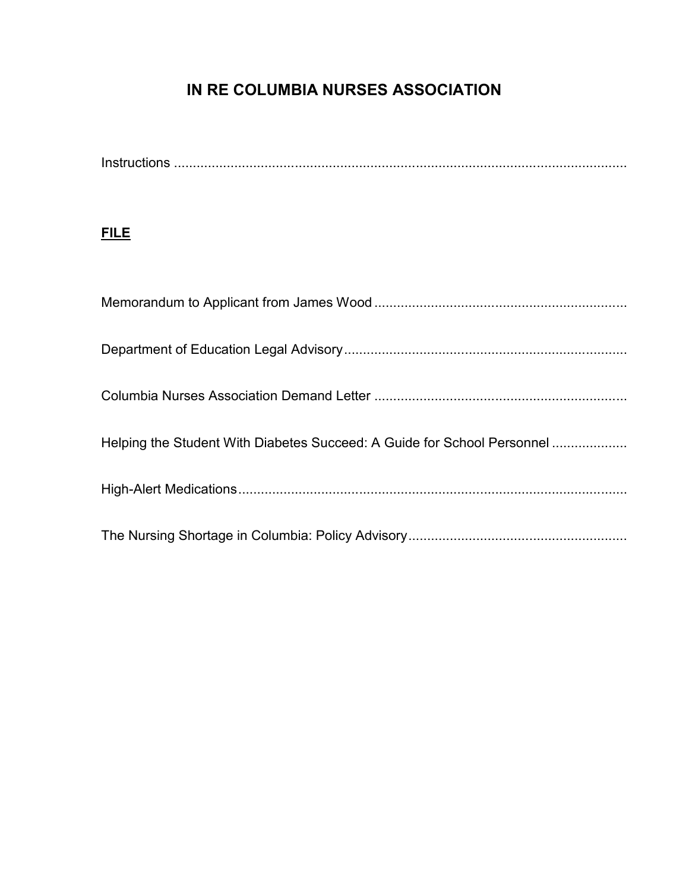# IN RE COLUMBIA NURSES ASSOCIATION

Instructions ..........................................................................................................................

## FILE

Memorandum to Applicant from James Wood ..................................................................

Department of Education Legal Advisory ..........................................................................

Columbia Nurses Association Demand Letter ..................................................................

Helping the Student With Diabetes Succeed: A Guide for School Personnel ....................

High-Alert Medications ......................................................................................................

The Nursing Shortage in Columbia: Policy Advisory .........................................................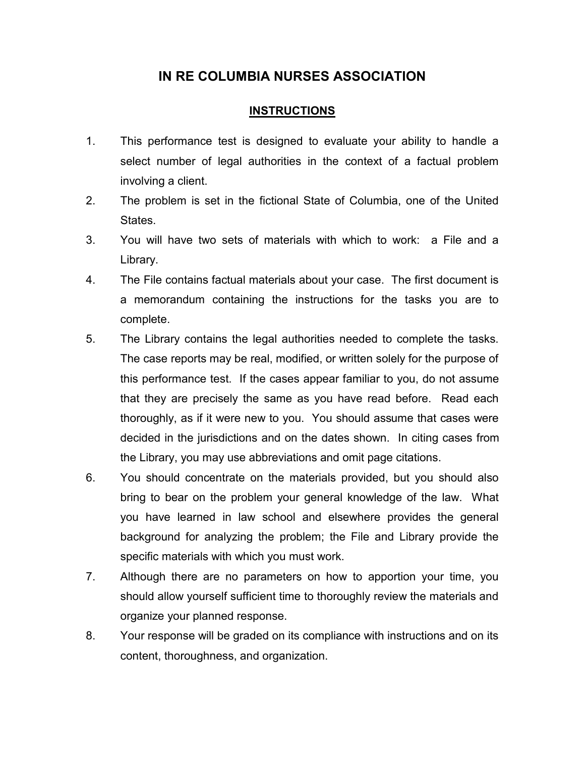# IN RE COLUMBIA NURSES ASSOCIATION

## INSTRUCTIONS

1. This performance test is designed to evaluate your ability to handle a select number of legal authorities in the context of a factual problem involving a client.
2. The problem is set in the fictional State of Columbia, one of the United States.
3. You will have two sets of materials with which to work: a File and a Library.
4. The File contains factual materials about your case. The first document is a memorandum containing the instructions for the tasks you are to complete.
5. The Library contains the legal authorities needed to complete the tasks. The case reports may be real, modified, or written solely for the purpose of this performance test. If the cases appear familiar to you, do not assume that they are precisely the same as you have read before. Read each thoroughly, as if it were new to you. You should assume that cases were decided in the jurisdictions and on the dates shown. In citing cases from the Library, you may use abbreviations and omit page citations.
6. You should concentrate on the materials provided, but you should also bring to bear on the problem your general knowledge of the law. What you have learned in law school and elsewhere provides the general background for analyzing the problem; the File and Library provide the specific materials with which you must work.
7. Although there are no parameters on how to apportion your time, you should allow yourself sufficient time to thoroughly review the materials and organize your planned response.
8. Your response will be graded on its compliance with instructions and on its content, thoroughness, and organization.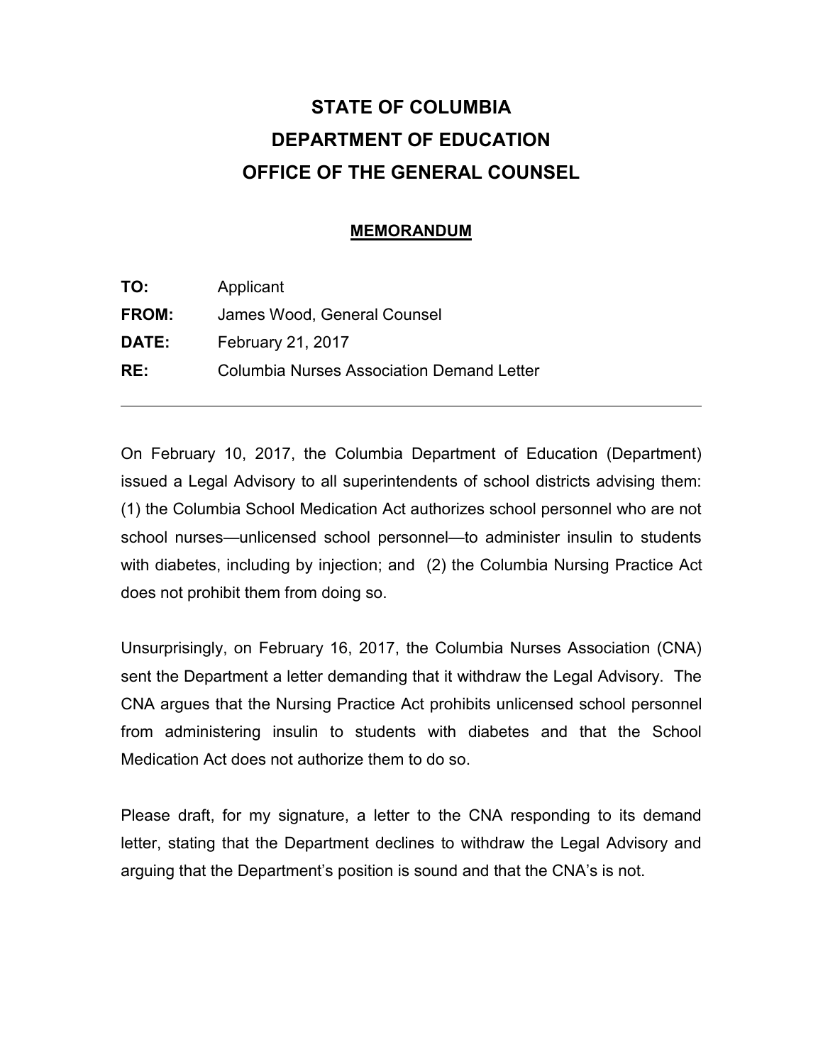# STATE OF COLUMBIA
# DEPARTMENT OF EDUCATION
# OFFICE OF THE GENERAL COUNSEL

## MEMORANDUM

**TO:** Applicant

**FROM:** James Wood, General Counsel

**DATE:** February 21, 2017

**RE:** Columbia Nurses Association Demand Letter

---

On February 10, 2017, the Columbia Department of Education (Department) issued a Legal Advisory to all superintendents of school districts advising them: (1) the Columbia School Medication Act authorizes school personnel who are not school nurses—unlicensed school personnel—to administer insulin to students with diabetes, including by injection; and (2) the Columbia Nursing Practice Act does not prohibit them from doing so.

Unsurprisingly, on February 16, 2017, the Columbia Nurses Association (CNA) sent the Department a letter demanding that it withdraw the Legal Advisory. The CNA argues that the Nursing Practice Act prohibits unlicensed school personnel from administering insulin to students with diabetes and that the School Medication Act does not authorize them to do so.

Please draft, for my signature, a letter to the CNA responding to its demand letter, stating that the Department declines to withdraw the Legal Advisory and arguing that the Department's position is sound and that the CNA's is not.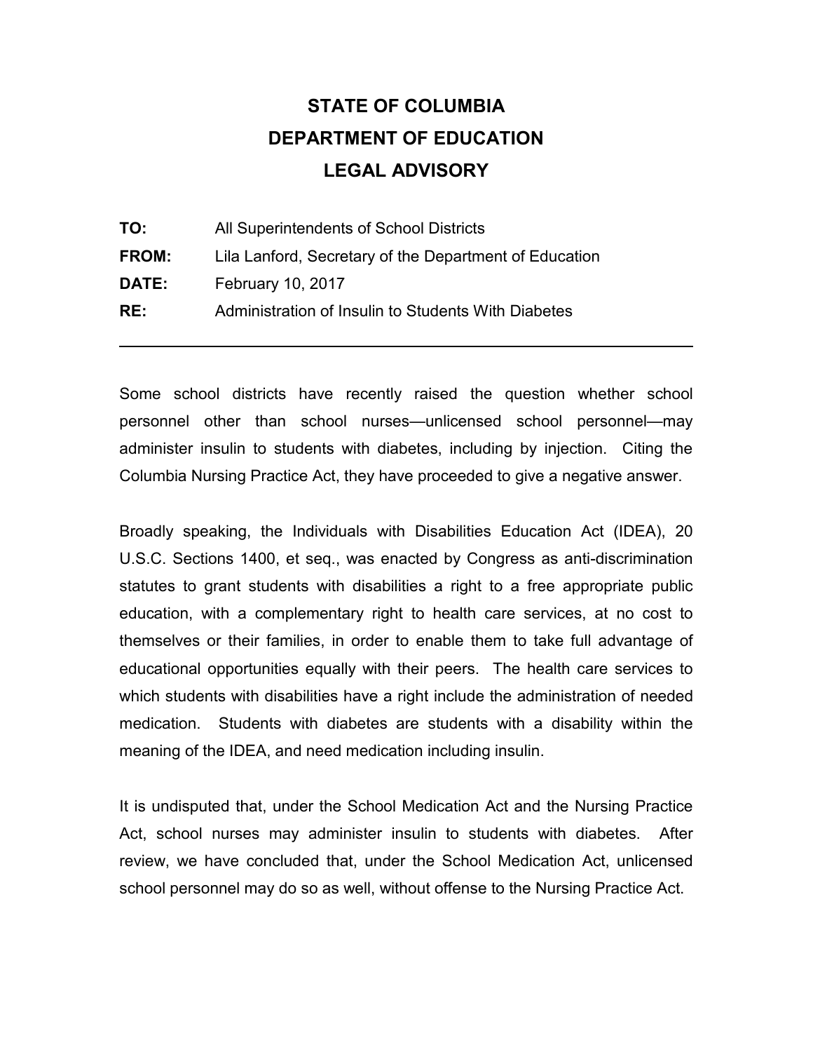# STATE OF COLUMBIA
# DEPARTMENT OF EDUCATION
# LEGAL ADVISORY

**TO:** All Superintendents of School Districts

**FROM:** Lila Lanford, Secretary of the Department of Education

**DATE:** February 10, 2017

**RE:** Administration of Insulin to Students With Diabetes

---

Some school districts have recently raised the question whether school personnel other than school nurses—unlicensed school personnel—may administer insulin to students with diabetes, including by injection. Citing the Columbia Nursing Practice Act, they have proceeded to give a negative answer.

Broadly speaking, the Individuals with Disabilities Education Act (IDEA), 20 U.S.C. Sections 1400, et seq., was enacted by Congress as anti-discrimination statutes to grant students with disabilities a right to a free appropriate public education, with a complementary right to health care services, at no cost to themselves or their families, in order to enable them to take full advantage of educational opportunities equally with their peers. The health care services to which students with disabilities have a right include the administration of needed medication. Students with diabetes are students with a disability within the meaning of the IDEA, and need medication including insulin.

It is undisputed that, under the School Medication Act and the Nursing Practice Act, school nurses may administer insulin to students with diabetes. After review, we have concluded that, under the School Medication Act, unlicensed school personnel may do so as well, without offense to the Nursing Practice Act.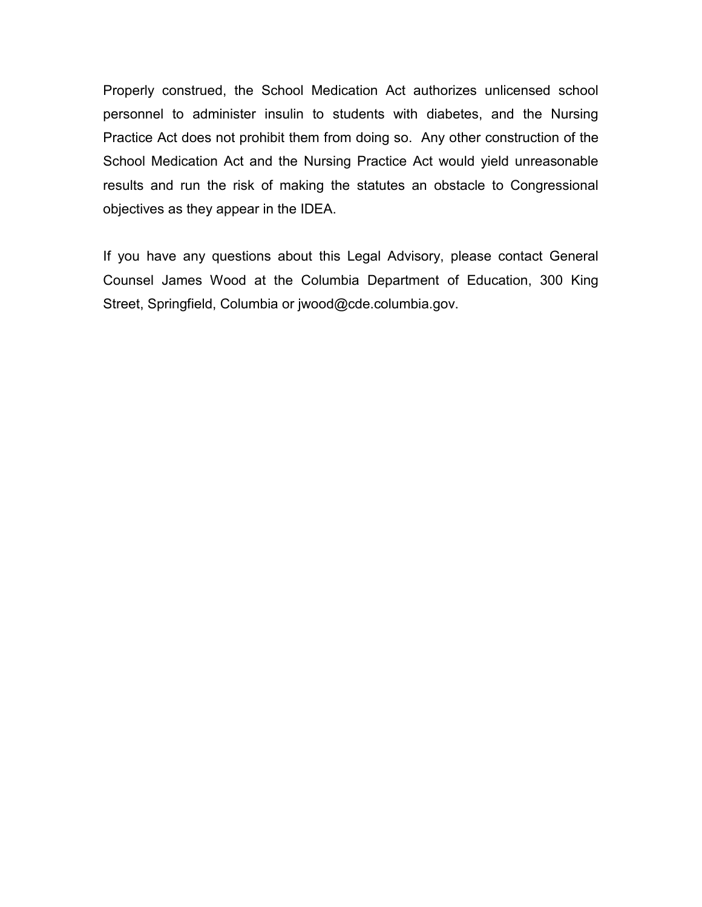Properly construed, the School Medication Act authorizes unlicensed school personnel to administer insulin to students with diabetes, and the Nursing Practice Act does not prohibit them from doing so. Any other construction of the School Medication Act and the Nursing Practice Act would yield unreasonable results and run the risk of making the statutes an obstacle to Congressional objectives as they appear in the IDEA.

If you have any questions about this Legal Advisory, please contact General Counsel James Wood at the Columbia Department of Education, 300 King Street, Springfield, Columbia or jwood@cde.columbia.gov.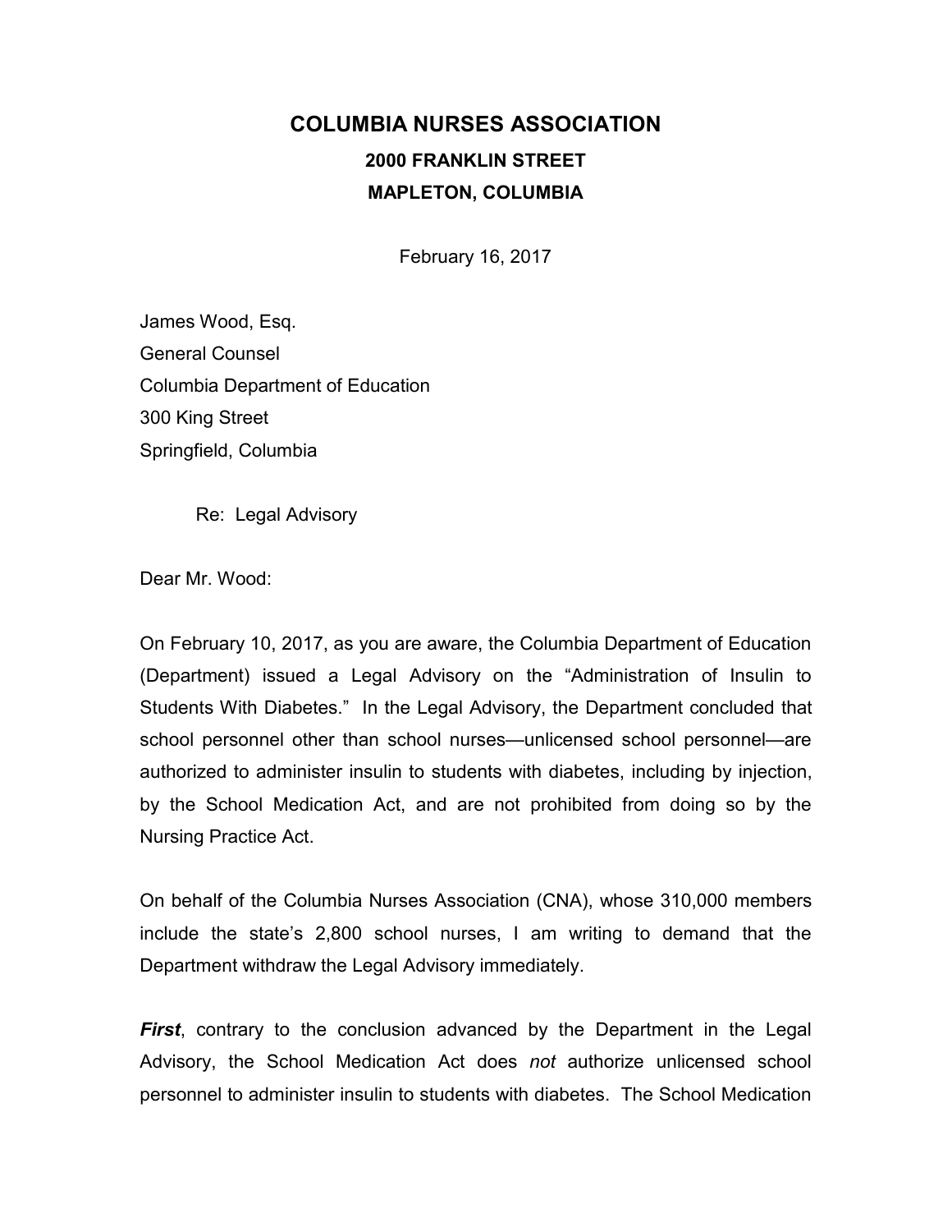# COLUMBIA NURSES ASSOCIATION

**2000 FRANKLIN STREET**

**MAPLETON, COLUMBIA**

February 16, 2017

James Wood, Esq.
General Counsel
Columbia Department of Education
300 King Street
Springfield, Columbia

Re: Legal Advisory

Dear Mr. Wood:

On February 10, 2017, as you are aware, the Columbia Department of Education (Department) issued a Legal Advisory on the "Administration of Insulin to Students With Diabetes." In the Legal Advisory, the Department concluded that school personnel other than school nurses—unlicensed school personnel—are authorized to administer insulin to students with diabetes, including by injection, by the School Medication Act, and are not prohibited from doing so by the Nursing Practice Act.

On behalf of the Columbia Nurses Association (CNA), whose 310,000 members include the state's 2,800 school nurses, I am writing to demand that the Department withdraw the Legal Advisory immediately.

***First***, contrary to the conclusion advanced by the Department in the Legal Advisory, the School Medication Act does *not* authorize unlicensed school personnel to administer insulin to students with diabetes. The School Medication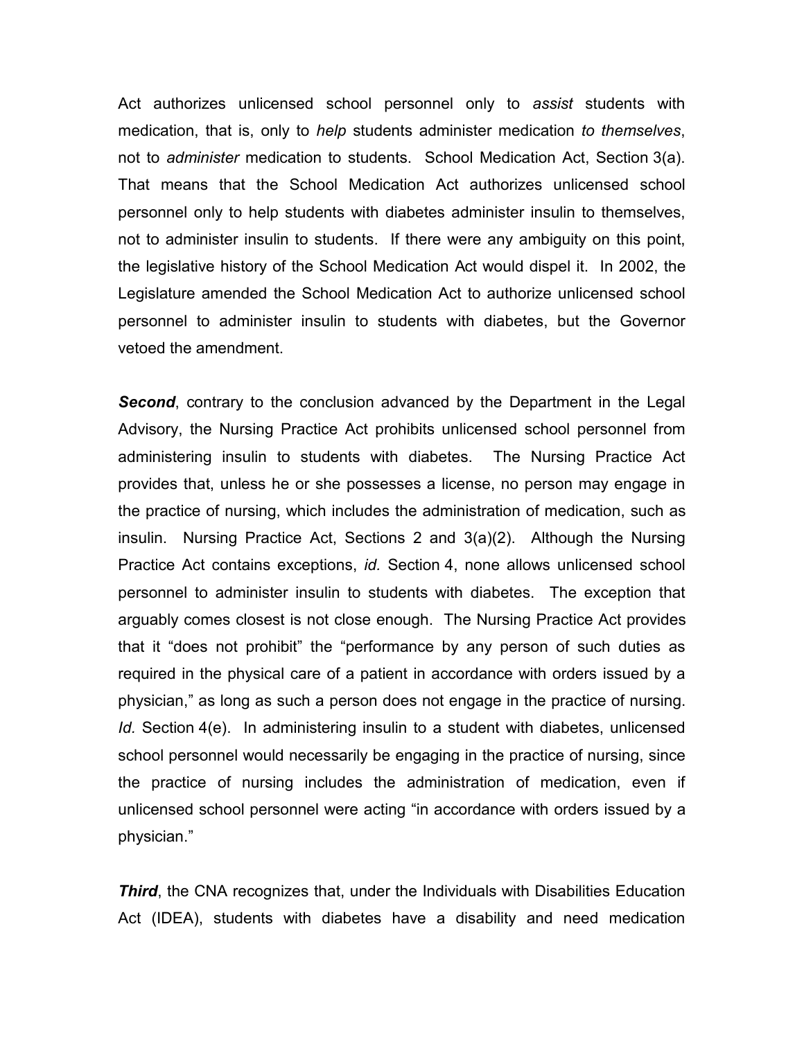Act authorizes unlicensed school personnel only to *assist* students with medication, that is, only to *help* students administer medication *to themselves*, not to *administer* medication to students. School Medication Act, Section 3(a). That means that the School Medication Act authorizes unlicensed school personnel only to help students with diabetes administer insulin to themselves, not to administer insulin to students. If there were any ambiguity on this point, the legislative history of the School Medication Act would dispel it. In 2002, the Legislature amended the School Medication Act to authorize unlicensed school personnel to administer insulin to students with diabetes, but the Governor vetoed the amendment.

***Second***, contrary to the conclusion advanced by the Department in the Legal Advisory, the Nursing Practice Act prohibits unlicensed school personnel from administering insulin to students with diabetes. The Nursing Practice Act provides that, unless he or she possesses a license, no person may engage in the practice of nursing, which includes the administration of medication, such as insulin. Nursing Practice Act, Sections 2 and 3(a)(2). Although the Nursing Practice Act contains exceptions, *id.* Section 4, none allows unlicensed school personnel to administer insulin to students with diabetes. The exception that arguably comes closest is not close enough. The Nursing Practice Act provides that it "does not prohibit" the "performance by any person of such duties as required in the physical care of a patient in accordance with orders issued by a physician," as long as such a person does not engage in the practice of nursing. *Id.* Section 4(e). In administering insulin to a student with diabetes, unlicensed school personnel would necessarily be engaging in the practice of nursing, since the practice of nursing includes the administration of medication, even if unlicensed school personnel were acting "in accordance with orders issued by a physician."

***Third***, the CNA recognizes that, under the Individuals with Disabilities Education Act (IDEA), students with diabetes have a disability and need medication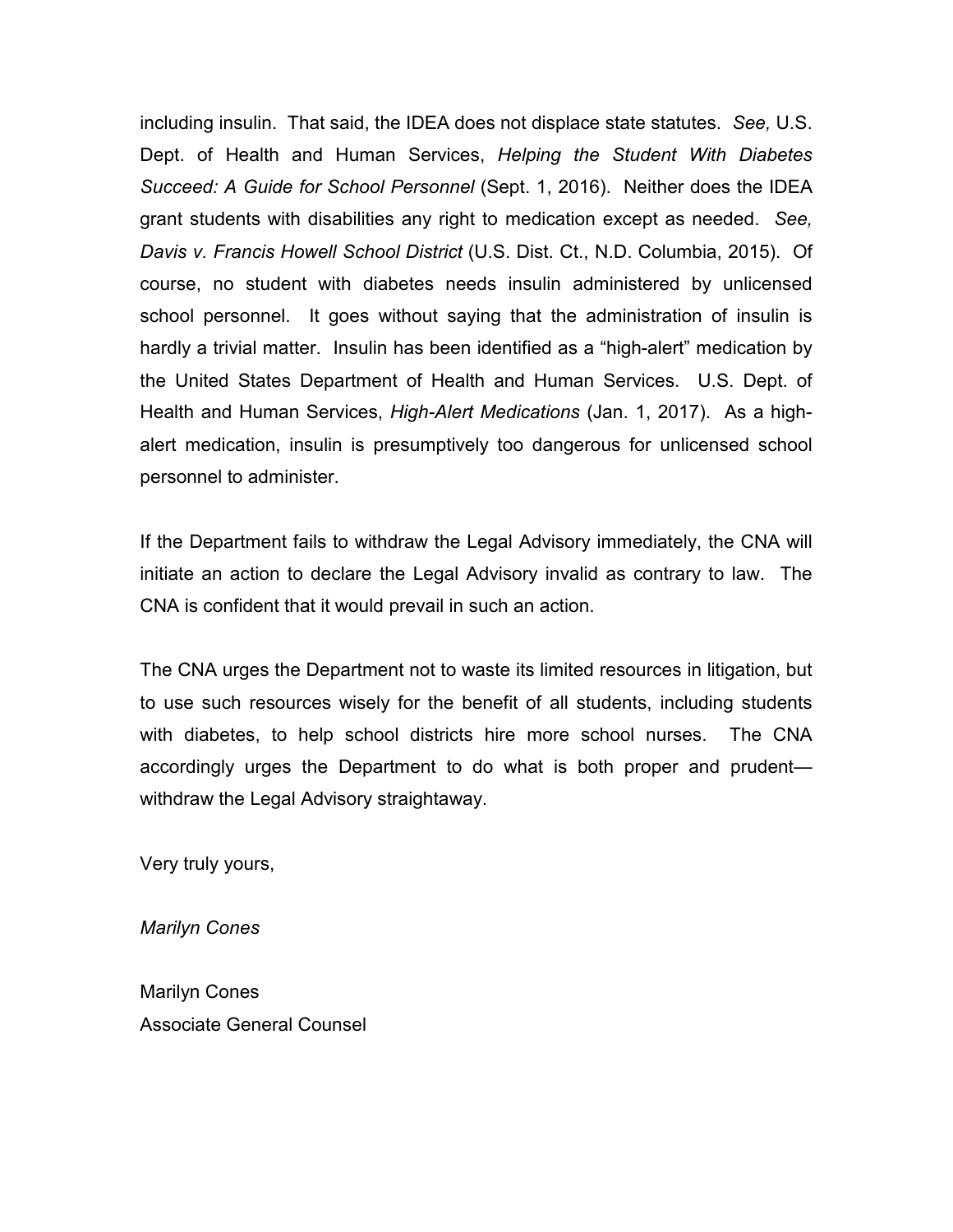including insulin. That said, the IDEA does not displace state statutes. *See,* U.S. Dept. of Health and Human Services, *Helping the Student With Diabetes Succeed: A Guide for School Personnel* (Sept. 1, 2016). Neither does the IDEA grant students with disabilities any right to medication except as needed. *See, Davis v. Francis Howell School District* (U.S. Dist. Ct., N.D. Columbia, 2015). Of course, no student with diabetes needs insulin administered by unlicensed school personnel. It goes without saying that the administration of insulin is hardly a trivial matter. Insulin has been identified as a "high-alert" medication by the United States Department of Health and Human Services. U.S. Dept. of Health and Human Services, *High-Alert Medications* (Jan. 1, 2017). As a high-alert medication, insulin is presumptively too dangerous for unlicensed school personnel to administer.

If the Department fails to withdraw the Legal Advisory immediately, the CNA will initiate an action to declare the Legal Advisory invalid as contrary to law. The CNA is confident that it would prevail in such an action.

The CNA urges the Department not to waste its limited resources in litigation, but to use such resources wisely for the benefit of all students, including students with diabetes, to help school districts hire more school nurses. The CNA accordingly urges the Department to do what is both proper and prudent—withdraw the Legal Advisory straightaway.

Very truly yours,

*Marilyn Cones*

Marilyn Cones
Associate General Counsel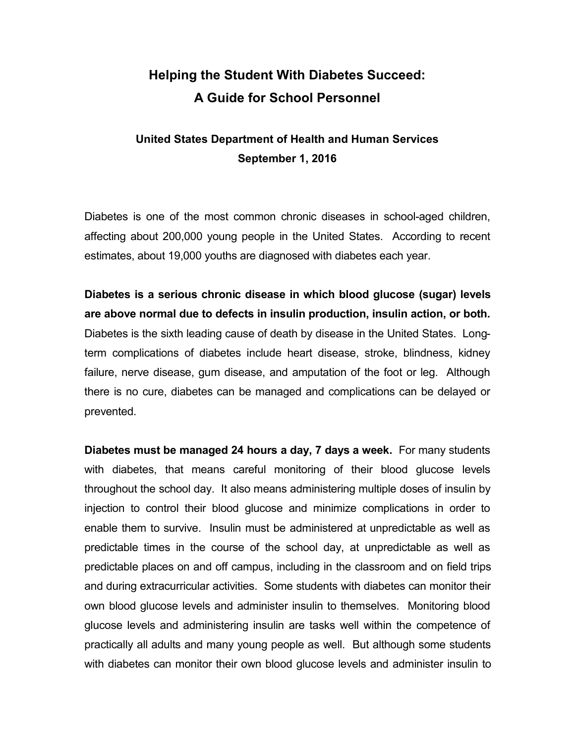# Helping the Student With Diabetes Succeed: A Guide for School Personnel

## United States Department of Health and Human Services
## September 1, 2016

Diabetes is one of the most common chronic diseases in school-aged children, affecting about 200,000 young people in the United States. According to recent estimates, about 19,000 youths are diagnosed with diabetes each year.

**Diabetes is a serious chronic disease in which blood glucose (sugar) levels are above normal due to defects in insulin production, insulin action, or both.** Diabetes is the sixth leading cause of death by disease in the United States. Long-term complications of diabetes include heart disease, stroke, blindness, kidney failure, nerve disease, gum disease, and amputation of the foot or leg. Although there is no cure, diabetes can be managed and complications can be delayed or prevented.

**Diabetes must be managed 24 hours a day, 7 days a week.** For many students with diabetes, that means careful monitoring of their blood glucose levels throughout the school day. It also means administering multiple doses of insulin by injection to control their blood glucose and minimize complications in order to enable them to survive. Insulin must be administered at unpredictable as well as predictable times in the course of the school day, at unpredictable as well as predictable places on and off campus, including in the classroom and on field trips and during extracurricular activities. Some students with diabetes can monitor their own blood glucose levels and administer insulin to themselves. Monitoring blood glucose levels and administering insulin are tasks well within the competence of practically all adults and many young people as well. But although some students with diabetes can monitor their own blood glucose levels and administer insulin to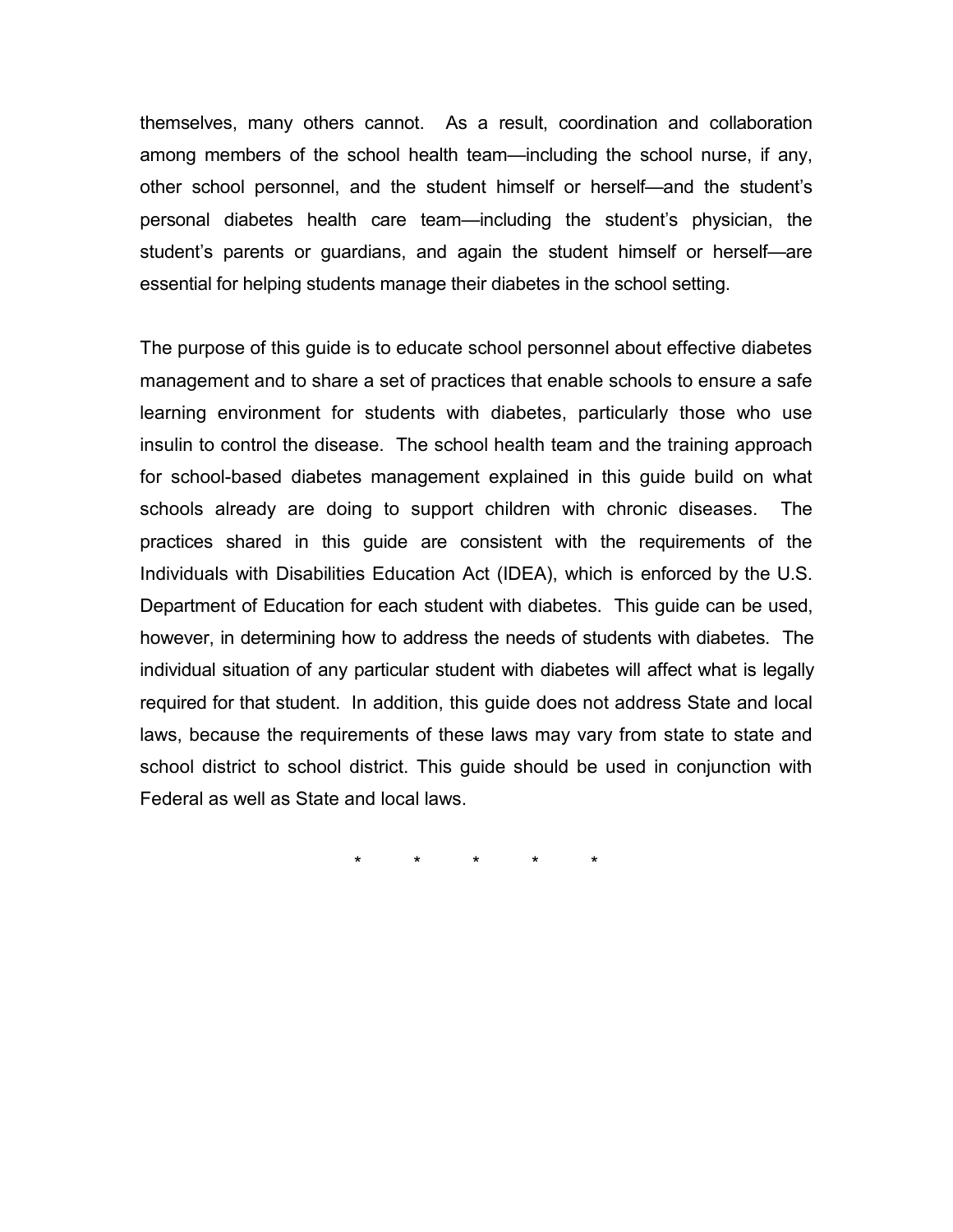themselves, many others cannot. As a result, coordination and collaboration among members of the school health team—including the school nurse, if any, other school personnel, and the student himself or herself—and the student's personal diabetes health care team—including the student's physician, the student's parents or guardians, and again the student himself or herself—are essential for helping students manage their diabetes in the school setting.

The purpose of this guide is to educate school personnel about effective diabetes management and to share a set of practices that enable schools to ensure a safe learning environment for students with diabetes, particularly those who use insulin to control the disease. The school health team and the training approach for school-based diabetes management explained in this guide build on what schools already are doing to support children with chronic diseases. The practices shared in this guide are consistent with the requirements of the Individuals with Disabilities Education Act (IDEA), which is enforced by the U.S. Department of Education for each student with diabetes. This guide can be used, however, in determining how to address the needs of students with diabetes. The individual situation of any particular student with diabetes will affect what is legally required for that student. In addition, this guide does not address State and local laws, because the requirements of these laws may vary from state to state and school district to school district. This guide should be used in conjunction with Federal as well as State and local laws.

\* \* \* \* \*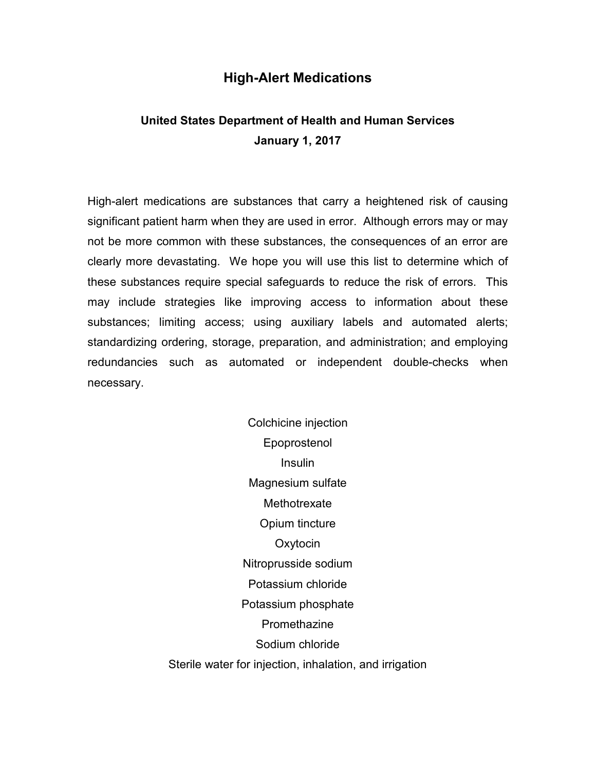# High-Alert Medications

**United States Department of Health and Human Services**
**January 1, 2017**

High-alert medications are substances that carry a heightened risk of causing significant patient harm when they are used in error. Although errors may or may not be more common with these substances, the consequences of an error are clearly more devastating. We hope you will use this list to determine which of these substances require special safeguards to reduce the risk of errors. This may include strategies like improving access to information about these substances; limiting access; using auxiliary labels and automated alerts; standardizing ordering, storage, preparation, and administration; and employing redundancies such as automated or independent double-checks when necessary.

Colchicine injection
Epoprostenol
Insulin
Magnesium sulfate
Methotrexate
Opium tincture
Oxytocin
Nitroprusside sodium
Potassium chloride
Potassium phosphate
Promethazine
Sodium chloride
Sterile water for injection, inhalation, and irrigation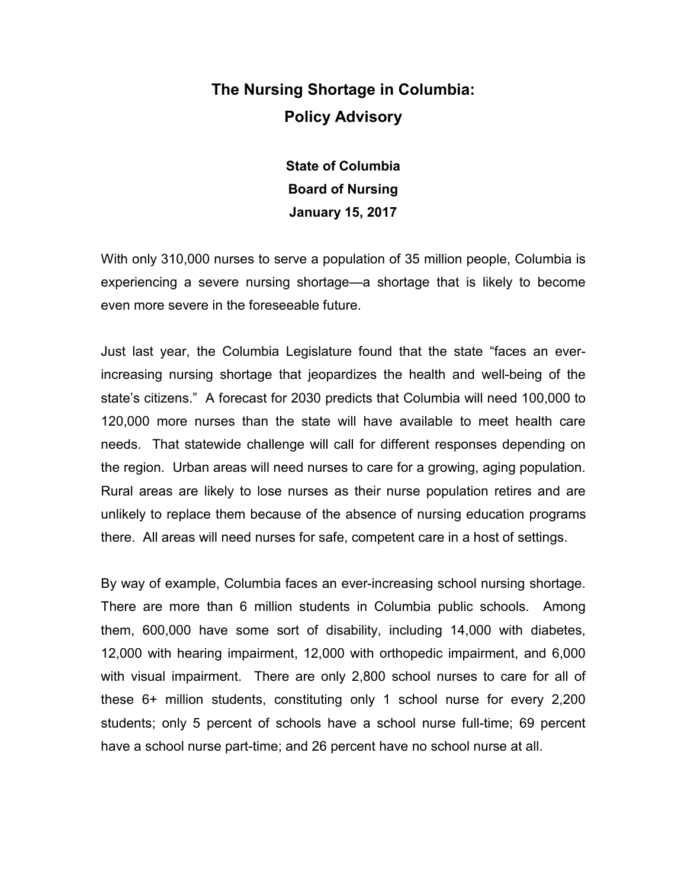# The Nursing Shortage in Columbia: Policy Advisory

**State of Columbia**
**Board of Nursing**
**January 15, 2017**

With only 310,000 nurses to serve a population of 35 million people, Columbia is experiencing a severe nursing shortage—a shortage that is likely to become even more severe in the foreseeable future.

Just last year, the Columbia Legislature found that the state "faces an ever-increasing nursing shortage that jeopardizes the health and well-being of the state's citizens." A forecast for 2030 predicts that Columbia will need 100,000 to 120,000 more nurses than the state will have available to meet health care needs. That statewide challenge will call for different responses depending on the region. Urban areas will need nurses to care for a growing, aging population. Rural areas are likely to lose nurses as their nurse population retires and are unlikely to replace them because of the absence of nursing education programs there. All areas will need nurses for safe, competent care in a host of settings.

By way of example, Columbia faces an ever-increasing school nursing shortage. There are more than 6 million students in Columbia public schools. Among them, 600,000 have some sort of disability, including 14,000 with diabetes, 12,000 with hearing impairment, 12,000 with orthopedic impairment, and 6,000 with visual impairment. There are only 2,800 school nurses to care for all of these 6+ million students, constituting only 1 school nurse for every 2,200 students; only 5 percent of schools have a school nurse full-time; 69 percent have a school nurse part-time; and 26 percent have no school nurse at all.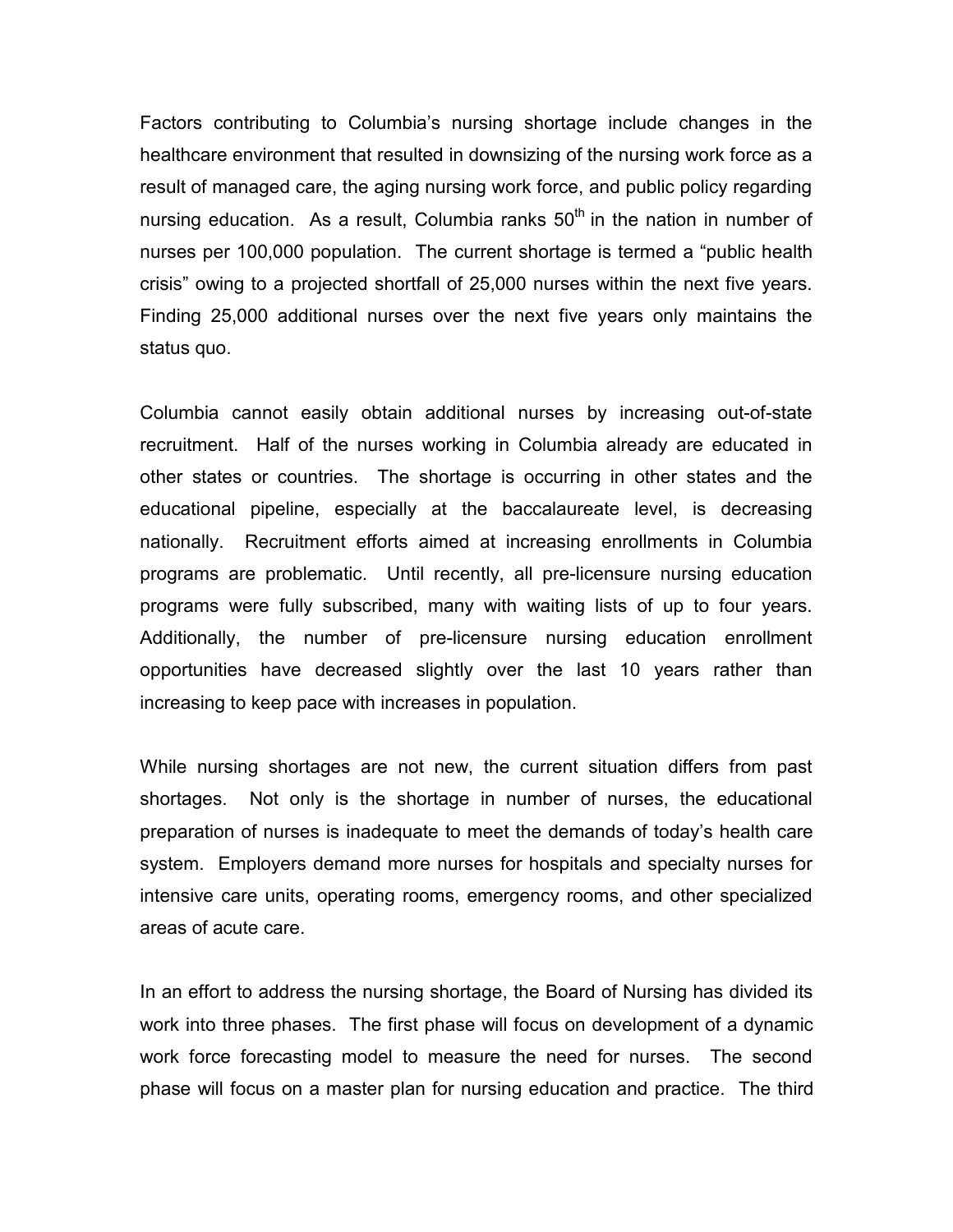Factors contributing to Columbia's nursing shortage include changes in the healthcare environment that resulted in downsizing of the nursing work force as a result of managed care, the aging nursing work force, and public policy regarding nursing education. As a result, Columbia ranks 50th in the nation in number of nurses per 100,000 population. The current shortage is termed a "public health crisis" owing to a projected shortfall of 25,000 nurses within the next five years. Finding 25,000 additional nurses over the next five years only maintains the status quo.

Columbia cannot easily obtain additional nurses by increasing out-of-state recruitment. Half of the nurses working in Columbia already are educated in other states or countries. The shortage is occurring in other states and the educational pipeline, especially at the baccalaureate level, is decreasing nationally. Recruitment efforts aimed at increasing enrollments in Columbia programs are problematic. Until recently, all pre-licensure nursing education programs were fully subscribed, many with waiting lists of up to four years. Additionally, the number of pre-licensure nursing education enrollment opportunities have decreased slightly over the last 10 years rather than increasing to keep pace with increases in population.

While nursing shortages are not new, the current situation differs from past shortages. Not only is the shortage in number of nurses, the educational preparation of nurses is inadequate to meet the demands of today's health care system. Employers demand more nurses for hospitals and specialty nurses for intensive care units, operating rooms, emergency rooms, and other specialized areas of acute care.

In an effort to address the nursing shortage, the Board of Nursing has divided its work into three phases. The first phase will focus on development of a dynamic work force forecasting model to measure the need for nurses. The second phase will focus on a master plan for nursing education and practice. The third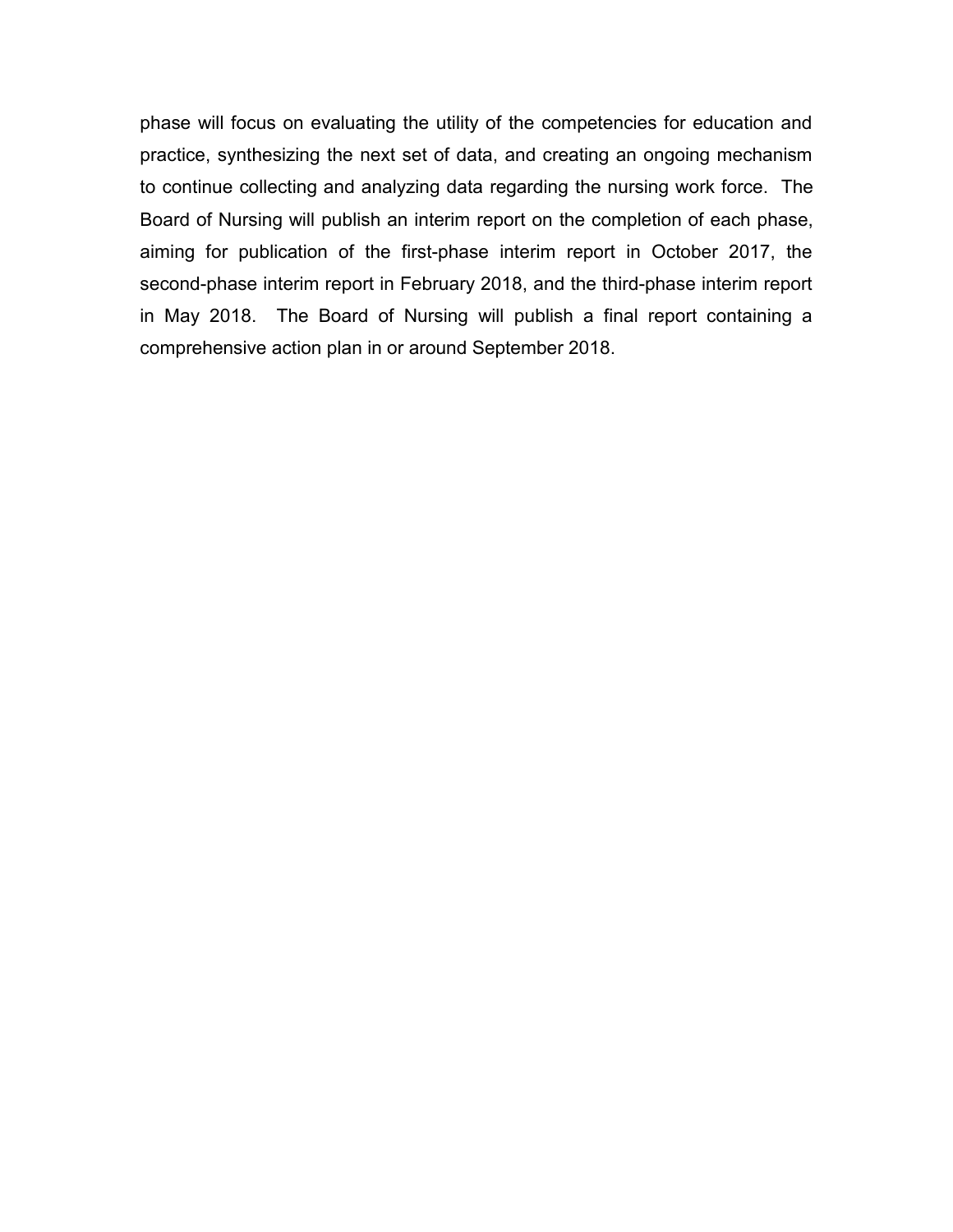phase will focus on evaluating the utility of the competencies for education and practice, synthesizing the next set of data, and creating an ongoing mechanism to continue collecting and analyzing data regarding the nursing work force. The Board of Nursing will publish an interim report on the completion of each phase, aiming for publication of the first-phase interim report in October 2017, the second-phase interim report in February 2018, and the third-phase interim report in May 2018. The Board of Nursing will publish a final report containing a comprehensive action plan in or around September 2018.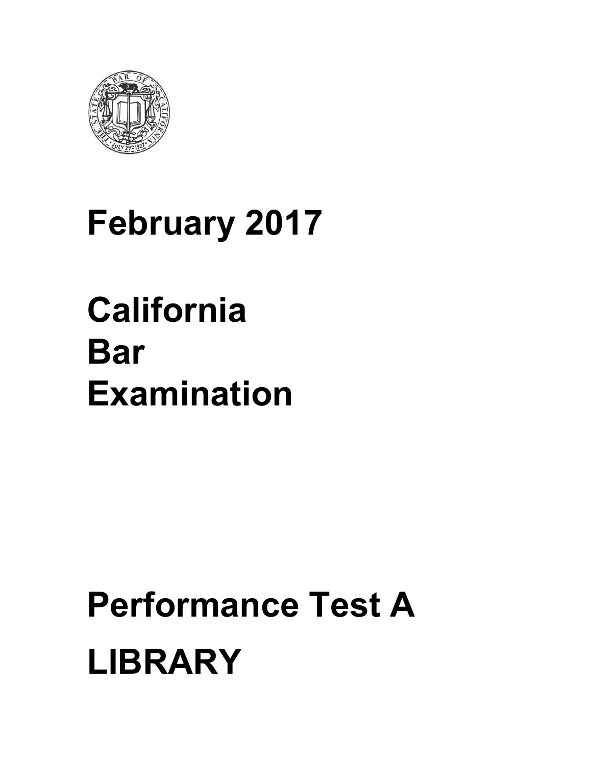# February 2017

# California Bar Examination

# Performance Test A

# LIBRARY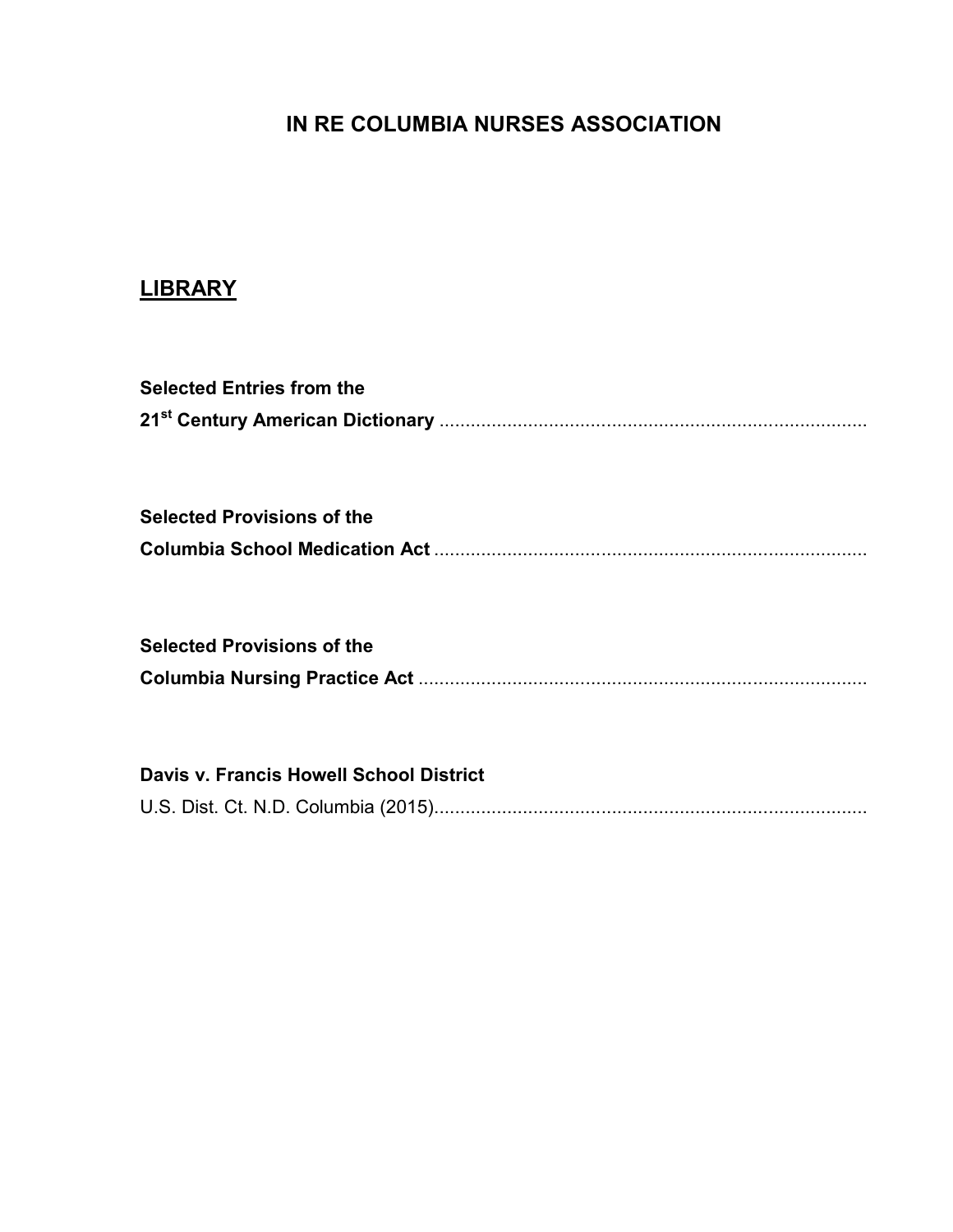# IN RE COLUMBIA NURSES ASSOCIATION

## LIBRARY

**Selected Entries from the**
**21st Century American Dictionary** ..................................................................................

**Selected Provisions of the**
**Columbia School Medication Act** ..................................................................................

**Selected Provisions of the**
**Columbia Nursing Practice Act** ....................................................................................

**Davis v. Francis Howell School District**
U.S. Dist. Ct. N.D. Columbia (2015)..................................................................................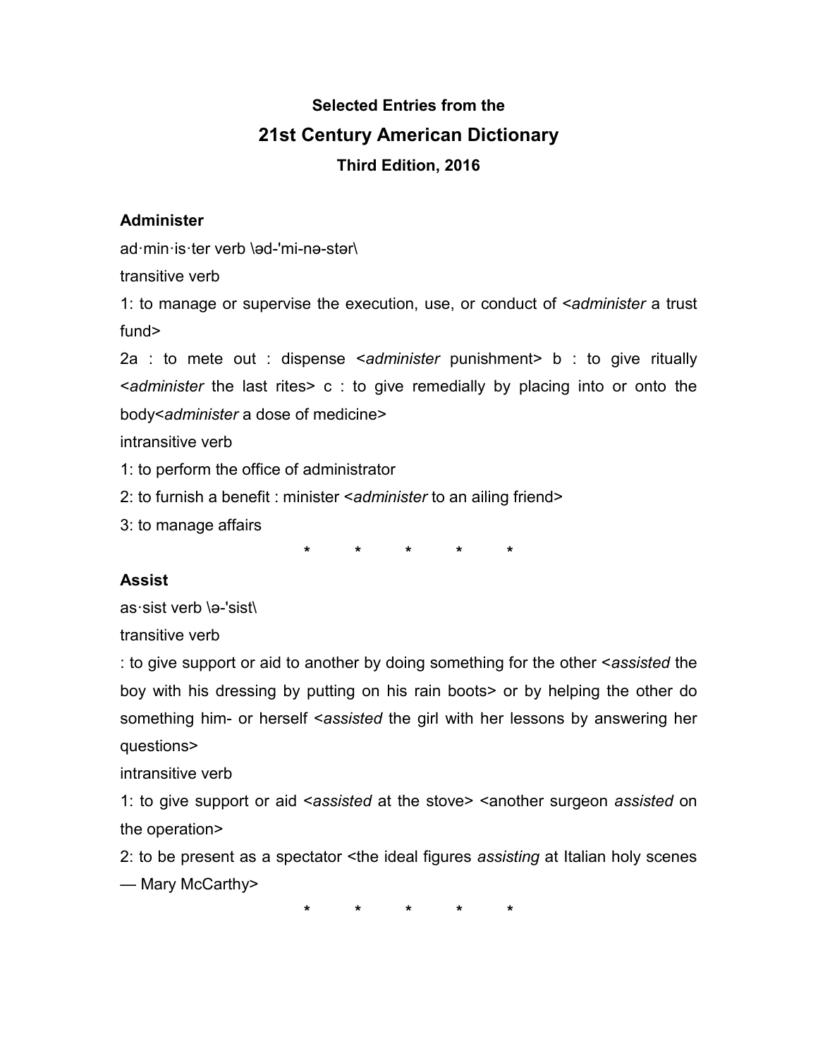**Selected Entries from the**

## 21st Century American Dictionary

**Third Edition, 2016**

**Administer**

ad·min·is·ter verb \əd-'mi-nə-stər\

transitive verb

1: to manage or supervise the execution, use, or conduct of <*administer* a trust fund>

2a : to mete out : dispense <*administer* punishment> b : to give ritually <*administer* the last rites> c : to give remedially by placing into or onto the body<*administer* a dose of medicine>

intransitive verb

1: to perform the office of administrator

2: to furnish a benefit : minister <*administer* to an ailing friend>

3: to manage affairs

\* \* \* \* \*

**Assist**

as·sist verb \ə-'sist\

transitive verb

: to give support or aid to another by doing something for the other <*assisted* the boy with his dressing by putting on his rain boots> or by helping the other do something him- or herself <*assisted* the girl with her lessons by answering her questions>

intransitive verb

1: to give support or aid <*assisted* at the stove> <another surgeon *assisted* on the operation>

2: to be present as a spectator <the ideal figures *assisting* at Italian holy scenes — Mary McCarthy>

\* \* \* \* \*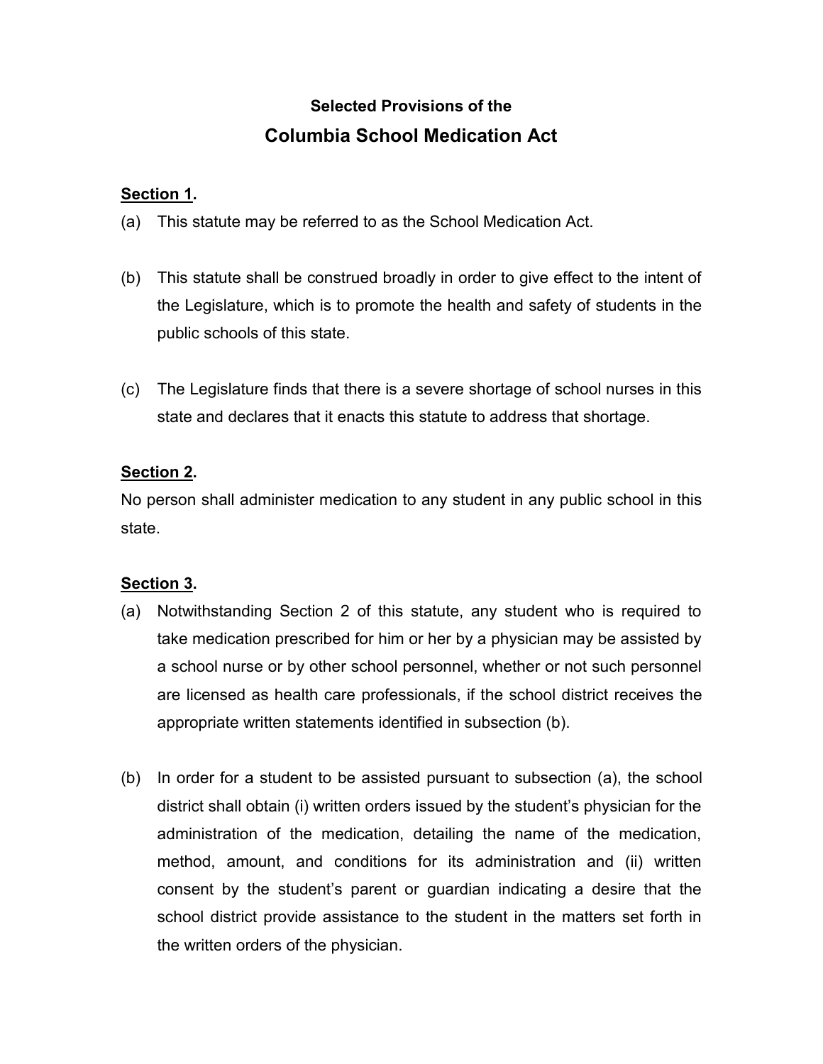### Selected Provisions of the

## Columbia School Medication Act

**Section 1.**

(a) This statute may be referred to as the School Medication Act.

(b) This statute shall be construed broadly in order to give effect to the intent of the Legislature, which is to promote the health and safety of students in the public schools of this state.

(c) The Legislature finds that there is a severe shortage of school nurses in this state and declares that it enacts this statute to address that shortage.

**Section 2.**

No person shall administer medication to any student in any public school in this state.

**Section 3.**

(a) Notwithstanding Section 2 of this statute, any student who is required to take medication prescribed for him or her by a physician may be assisted by a school nurse or by other school personnel, whether or not such personnel are licensed as health care professionals, if the school district receives the appropriate written statements identified in subsection (b).

(b) In order for a student to be assisted pursuant to subsection (a), the school district shall obtain (i) written orders issued by the student's physician for the administration of the medication, detailing the name of the medication, method, amount, and conditions for its administration and (ii) written consent by the student's parent or guardian indicating a desire that the school district provide assistance to the student in the matters set forth in the written orders of the physician.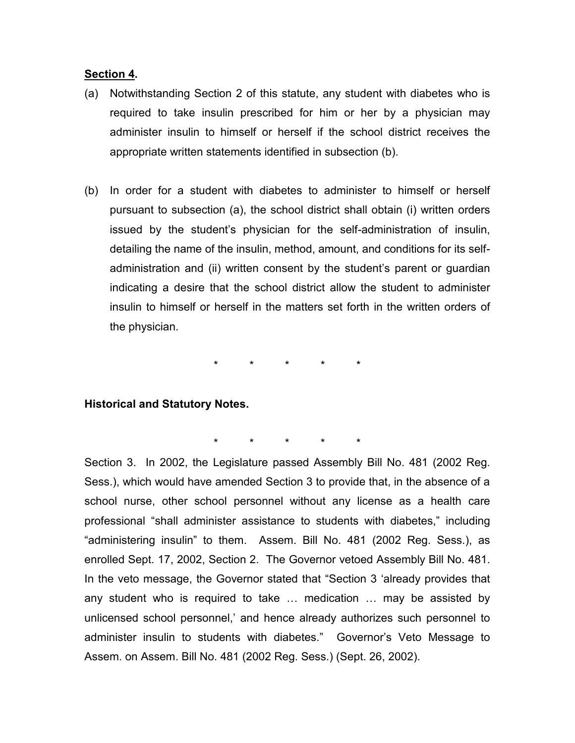**<u>Section 4</u>.**

(a) Notwithstanding Section 2 of this statute, any student with diabetes who is required to take insulin prescribed for him or her by a physician may administer insulin to himself or herself if the school district receives the appropriate written statements identified in subsection (b).

(b) In order for a student with diabetes to administer to himself or herself pursuant to subsection (a), the school district shall obtain (i) written orders issued by the student's physician for the self-administration of insulin, detailing the name of the insulin, method, amount, and conditions for its self-administration and (ii) written consent by the student's parent or guardian indicating a desire that the school district allow the student to administer insulin to himself or herself in the matters set forth in the written orders of the physician.

\* \* \* \* \*

**Historical and Statutory Notes.**

\* \* \* \* \*

Section 3. In 2002, the Legislature passed Assembly Bill No. 481 (2002 Reg. Sess.), which would have amended Section 3 to provide that, in the absence of a school nurse, other school personnel without any license as a health care professional "shall administer assistance to students with diabetes," including "administering insulin" to them. Assem. Bill No. 481 (2002 Reg. Sess.), as enrolled Sept. 17, 2002, Section 2. The Governor vetoed Assembly Bill No. 481. In the veto message, the Governor stated that "Section 3 'already provides that any student who is required to take … medication … may be assisted by unlicensed school personnel,' and hence already authorizes such personnel to administer insulin to students with diabetes." Governor's Veto Message to Assem. on Assem. Bill No. 481 (2002 Reg. Sess.) (Sept. 26, 2002).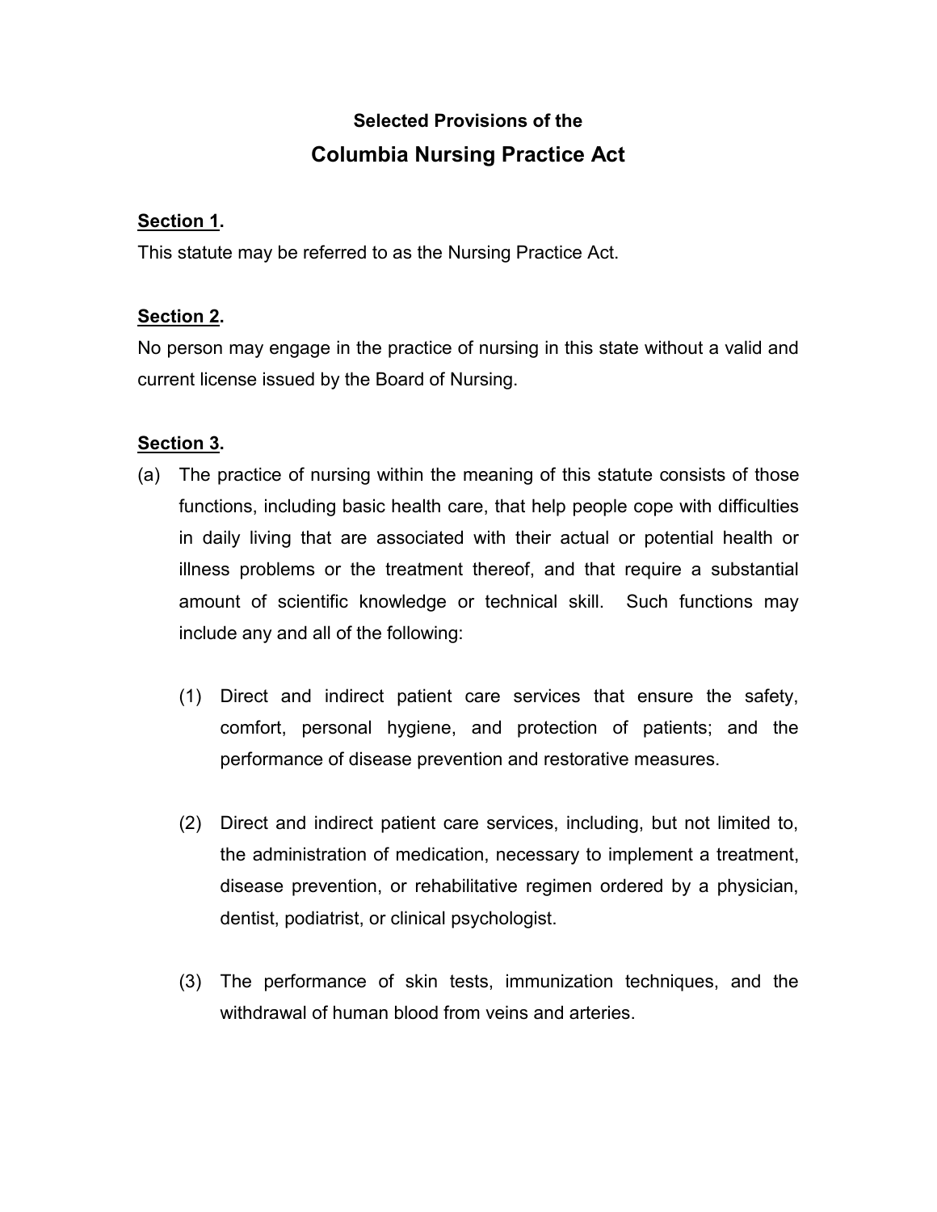**Selected Provisions of the**

# Columbia Nursing Practice Act

**<u>Section 1</u>.**

This statute may be referred to as the Nursing Practice Act.

**<u>Section 2</u>.**

No person may engage in the practice of nursing in this state without a valid and current license issued by the Board of Nursing.

**<u>Section 3</u>.**

(a) The practice of nursing within the meaning of this statute consists of those functions, including basic health care, that help people cope with difficulties in daily living that are associated with their actual or potential health or illness problems or the treatment thereof, and that require a substantial amount of scientific knowledge or technical skill. Such functions may include any and all of the following:

  (1) Direct and indirect patient care services that ensure the safety, comfort, personal hygiene, and protection of patients; and the performance of disease prevention and restorative measures.

  (2) Direct and indirect patient care services, including, but not limited to, the administration of medication, necessary to implement a treatment, disease prevention, or rehabilitative regimen ordered by a physician, dentist, podiatrist, or clinical psychologist.

  (3) The performance of skin tests, immunization techniques, and the withdrawal of human blood from veins and arteries.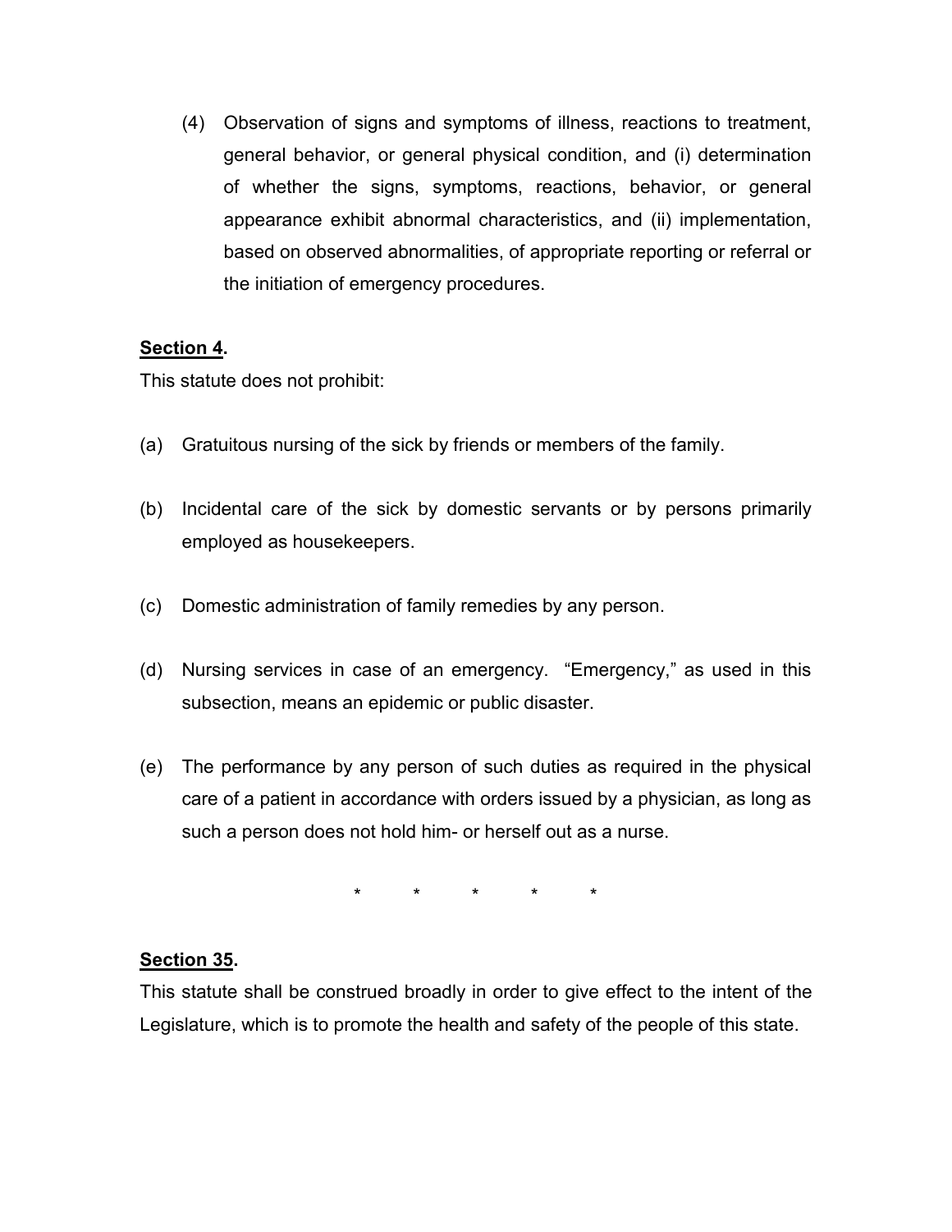(4) Observation of signs and symptoms of illness, reactions to treatment, general behavior, or general physical condition, and (i) determination of whether the signs, symptoms, reactions, behavior, or general appearance exhibit abnormal characteristics, and (ii) implementation, based on observed abnormalities, of appropriate reporting or referral or the initiation of emergency procedures.

**<u>Section 4</u>.**

This statute does not prohibit:

(a) Gratuitous nursing of the sick by friends or members of the family.

(b) Incidental care of the sick by domestic servants or by persons primarily employed as housekeepers.

(c) Domestic administration of family remedies by any person.

(d) Nursing services in case of an emergency. "Emergency," as used in this subsection, means an epidemic or public disaster.

(e) The performance by any person of such duties as required in the physical care of a patient in accordance with orders issued by a physician, as long as such a person does not hold him- or herself out as a nurse.

\* \* \* \* \*

**<u>Section 35</u>.**

This statute shall be construed broadly in order to give effect to the intent of the Legislature, which is to promote the health and safety of the people of this state.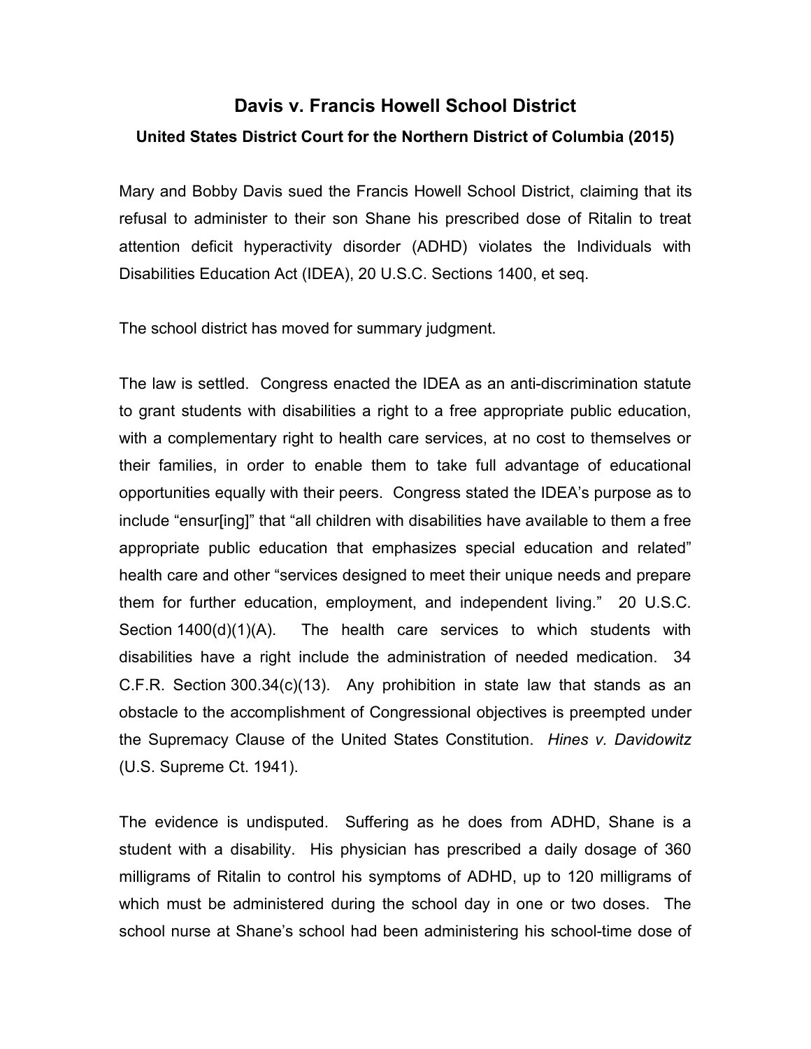# Davis v. Francis Howell School District

### United States District Court for the Northern District of Columbia (2015)

Mary and Bobby Davis sued the Francis Howell School District, claiming that its refusal to administer to their son Shane his prescribed dose of Ritalin to treat attention deficit hyperactivity disorder (ADHD) violates the Individuals with Disabilities Education Act (IDEA), 20 U.S.C. Sections 1400, et seq.

The school district has moved for summary judgment.

The law is settled. Congress enacted the IDEA as an anti-discrimination statute to grant students with disabilities a right to a free appropriate public education, with a complementary right to health care services, at no cost to themselves or their families, in order to enable them to take full advantage of educational opportunities equally with their peers. Congress stated the IDEA's purpose as to include "ensur[ing]" that "all children with disabilities have available to them a free appropriate public education that emphasizes special education and related" health care and other "services designed to meet their unique needs and prepare them for further education, employment, and independent living." 20 U.S.C. Section 1400(d)(1)(A). The health care services to which students with disabilities have a right include the administration of needed medication. 34 C.F.R. Section 300.34(c)(13). Any prohibition in state law that stands as an obstacle to the accomplishment of Congressional objectives is preempted under the Supremacy Clause of the United States Constitution. *Hines v. Davidowitz* (U.S. Supreme Ct. 1941).

The evidence is undisputed. Suffering as he does from ADHD, Shane is a student with a disability. His physician has prescribed a daily dosage of 360 milligrams of Ritalin to control his symptoms of ADHD, up to 120 milligrams of which must be administered during the school day in one or two doses. The school nurse at Shane's school had been administering his school-time dose of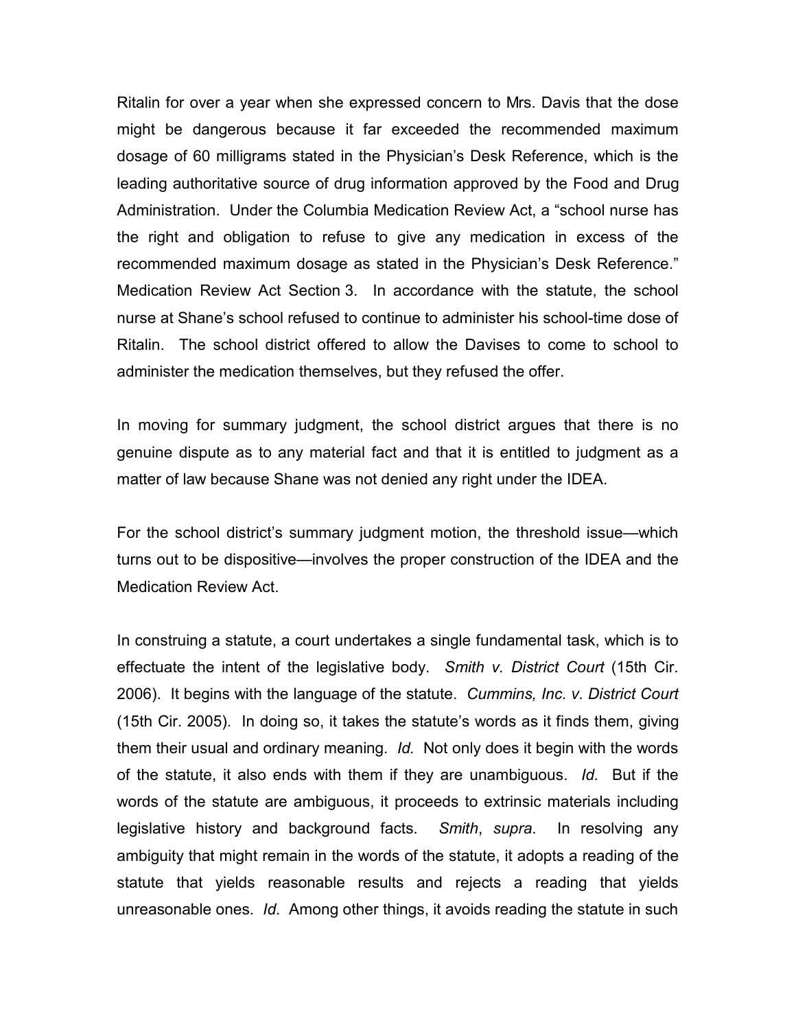Ritalin for over a year when she expressed concern to Mrs. Davis that the dose might be dangerous because it far exceeded the recommended maximum dosage of 60 milligrams stated in the Physician's Desk Reference, which is the leading authoritative source of drug information approved by the Food and Drug Administration. Under the Columbia Medication Review Act, a "school nurse has the right and obligation to refuse to give any medication in excess of the recommended maximum dosage as stated in the Physician's Desk Reference." Medication Review Act Section 3. In accordance with the statute, the school nurse at Shane's school refused to continue to administer his school-time dose of Ritalin. The school district offered to allow the Davises to come to school to administer the medication themselves, but they refused the offer.

In moving for summary judgment, the school district argues that there is no genuine dispute as to any material fact and that it is entitled to judgment as a matter of law because Shane was not denied any right under the IDEA.

For the school district's summary judgment motion, the threshold issue—which turns out to be dispositive—involves the proper construction of the IDEA and the Medication Review Act.

In construing a statute, a court undertakes a single fundamental task, which is to effectuate the intent of the legislative body. *Smith v. District Court* (15th Cir. 2006). It begins with the language of the statute. *Cummins, Inc. v. District Court* (15th Cir. 2005). In doing so, it takes the statute's words as it finds them, giving them their usual and ordinary meaning. *Id.* Not only does it begin with the words of the statute, it also ends with them if they are unambiguous. *Id.* But if the words of the statute are ambiguous, it proceeds to extrinsic materials including legislative history and background facts. *Smith*, *supra*. In resolving any ambiguity that might remain in the words of the statute, it adopts a reading of the statute that yields reasonable results and rejects a reading that yields unreasonable ones. *Id*. Among other things, it avoids reading the statute in such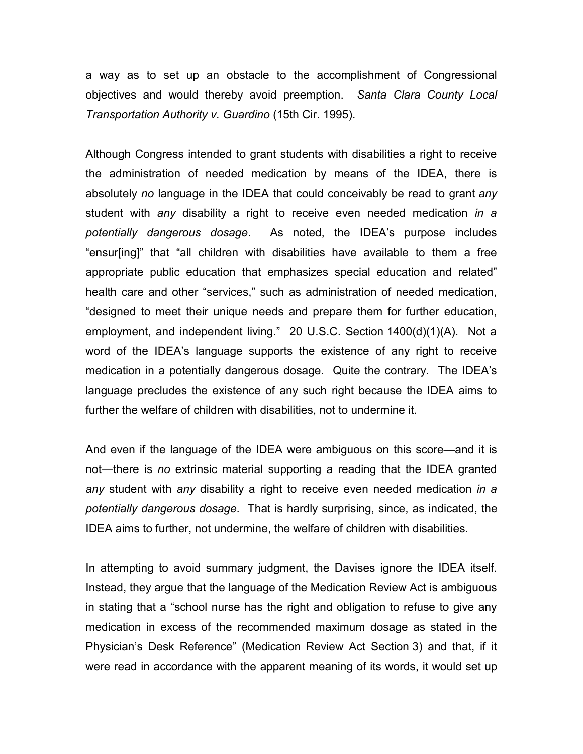a way as to set up an obstacle to the accomplishment of Congressional objectives and would thereby avoid preemption. *Santa Clara County Local Transportation Authority v. Guardino* (15th Cir. 1995).

Although Congress intended to grant students with disabilities a right to receive the administration of needed medication by means of the IDEA, there is absolutely *no* language in the IDEA that could conceivably be read to grant *any* student with *any* disability a right to receive even needed medication *in a potentially dangerous dosage*. As noted, the IDEA's purpose includes "ensur[ing]" that "all children with disabilities have available to them a free appropriate public education that emphasizes special education and related" health care and other "services," such as administration of needed medication, "designed to meet their unique needs and prepare them for further education, employment, and independent living." 20 U.S.C. Section 1400(d)(1)(A). Not a word of the IDEA's language supports the existence of any right to receive medication in a potentially dangerous dosage. Quite the contrary. The IDEA's language precludes the existence of any such right because the IDEA aims to further the welfare of children with disabilities, not to undermine it.

And even if the language of the IDEA were ambiguous on this score—and it is not—there is *no* extrinsic material supporting a reading that the IDEA granted *any* student with *any* disability a right to receive even needed medication *in a potentially dangerous dosage*. That is hardly surprising, since, as indicated, the IDEA aims to further, not undermine, the welfare of children with disabilities.

In attempting to avoid summary judgment, the Davises ignore the IDEA itself. Instead, they argue that the language of the Medication Review Act is ambiguous in stating that a "school nurse has the right and obligation to refuse to give any medication in excess of the recommended maximum dosage as stated in the Physician's Desk Reference" (Medication Review Act Section 3) and that, if it were read in accordance with the apparent meaning of its words, it would set up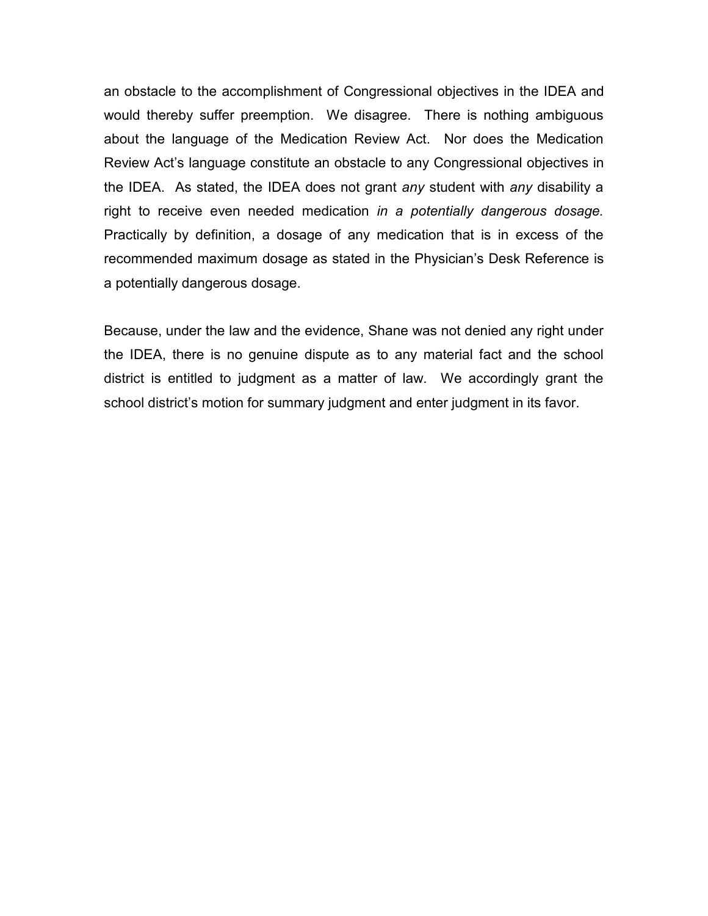an obstacle to the accomplishment of Congressional objectives in the IDEA and would thereby suffer preemption. We disagree. There is nothing ambiguous about the language of the Medication Review Act. Nor does the Medication Review Act's language constitute an obstacle to any Congressional objectives in the IDEA. As stated, the IDEA does not grant *any* student with *any* disability a right to receive even needed medication *in a potentially dangerous dosage.* Practically by definition, a dosage of any medication that is in excess of the recommended maximum dosage as stated in the Physician's Desk Reference is a potentially dangerous dosage.

Because, under the law and the evidence, Shane was not denied any right under the IDEA, there is no genuine dispute as to any material fact and the school district is entitled to judgment as a matter of law. We accordingly grant the school district's motion for summary judgment and enter judgment in its favor.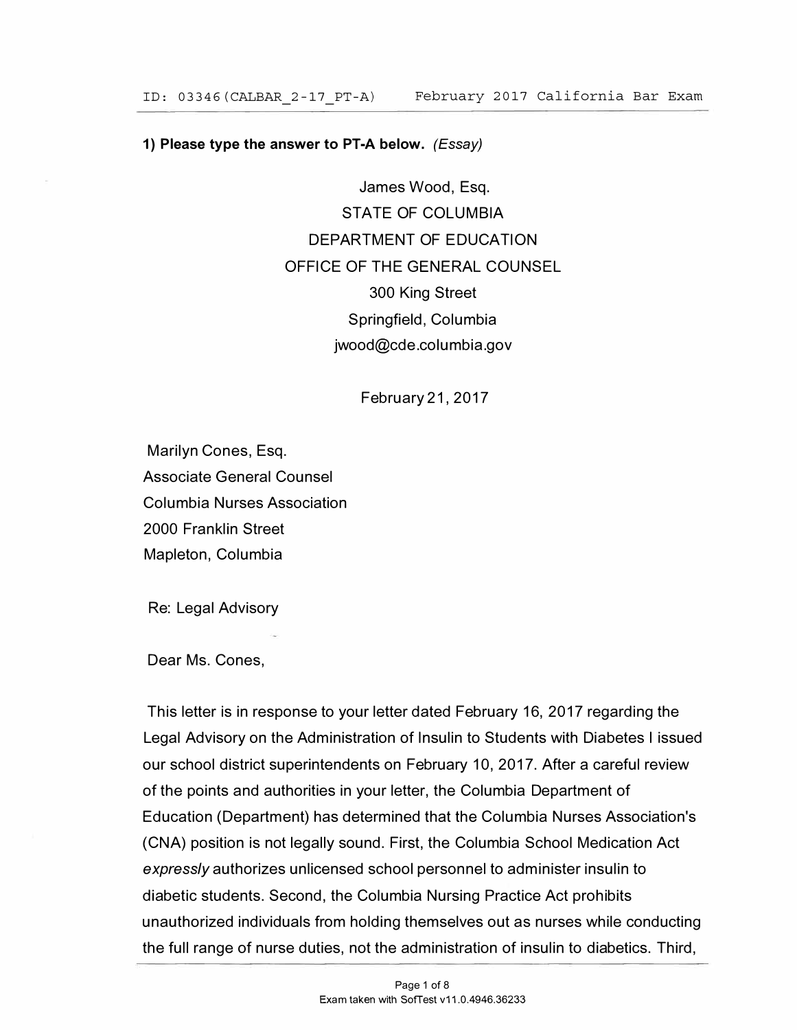**1) Please type the answer to PT-A below.** *(Essay)*

James Wood, Esq.
STATE OF COLUMBIA
DEPARTMENT OF EDUCATION
OFFICE OF THE GENERAL COUNSEL
300 King Street
Springfield, Columbia
jwood@cde.columbia.gov

February 21, 2017

Marilyn Cones, Esq.
Associate General Counsel
Columbia Nurses Association
2000 Franklin Street
Mapleton, Columbia

Re: Legal Advisory

Dear Ms. Cones,

This letter is in response to your letter dated February 16, 2017 regarding the Legal Advisory on the Administration of Insulin to Students with Diabetes I issued our school district superintendents on February 10, 2017. After a careful review of the points and authorities in your letter, the Columbia Department of Education (Department) has determined that the Columbia Nurses Association's (CNA) position is not legally sound. First, the Columbia School Medication Act *expressly* authorizes unlicensed school personnel to administer insulin to diabetic students. Second, the Columbia Nursing Practice Act prohibits unauthorized individuals from holding themselves out as nurses while conducting the full range of nurse duties, not the administration of insulin to diabetics. Third,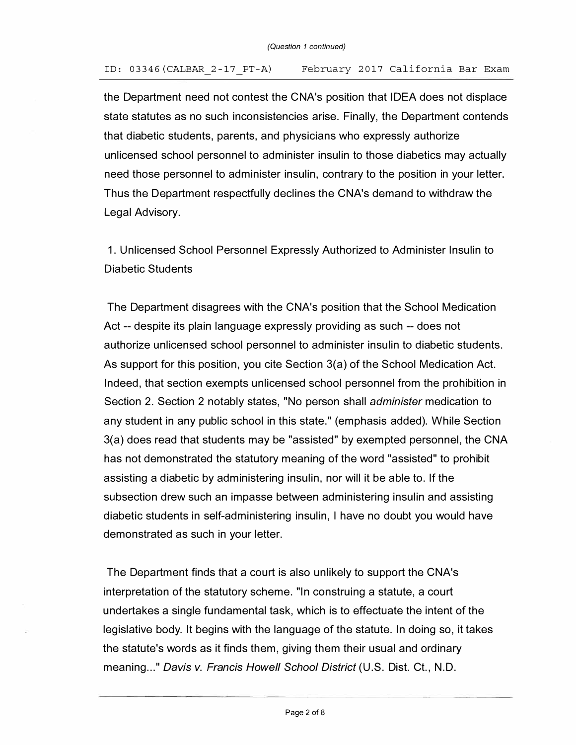the Department need not contest the CNA's position that IDEA does not displace state statutes as no such inconsistencies arise. Finally, the Department contends that diabetic students, parents, and physicians who expressly authorize unlicensed school personnel to administer insulin to those diabetics may actually need those personnel to administer insulin, contrary to the position in your letter. Thus the Department respectfully declines the CNA's demand to withdraw the Legal Advisory.

1. Unlicensed School Personnel Expressly Authorized to Administer Insulin to Diabetic Students

The Department disagrees with the CNA's position that the School Medication Act -- despite its plain language expressly providing as such -- does not authorize unlicensed school personnel to administer insulin to diabetic students. As support for this position, you cite Section 3(a) of the School Medication Act. Indeed, that section exempts unlicensed school personnel from the prohibition in Section 2. Section 2 notably states, "No person shall *administer* medication to any student in any public school in this state." (emphasis added). While Section 3(a) does read that students may be "assisted" by exempted personnel, the CNA has not demonstrated the statutory meaning of the word "assisted" to prohibit assisting a diabetic by administering insulin, nor will it be able to. If the subsection drew such an impasse between administering insulin and assisting diabetic students in self-administering insulin, I have no doubt you would have demonstrated as such in your letter.

The Department finds that a court is also unlikely to support the CNA's interpretation of the statutory scheme. "In construing a statute, a court undertakes a single fundamental task, which is to effectuate the intent of the legislative body. It begins with the language of the statute. In doing so, it takes the statute's words as it finds them, giving them their usual and ordinary meaning..." *Davis v. Francis Howell School District* (U.S. Dist. Ct., N.D.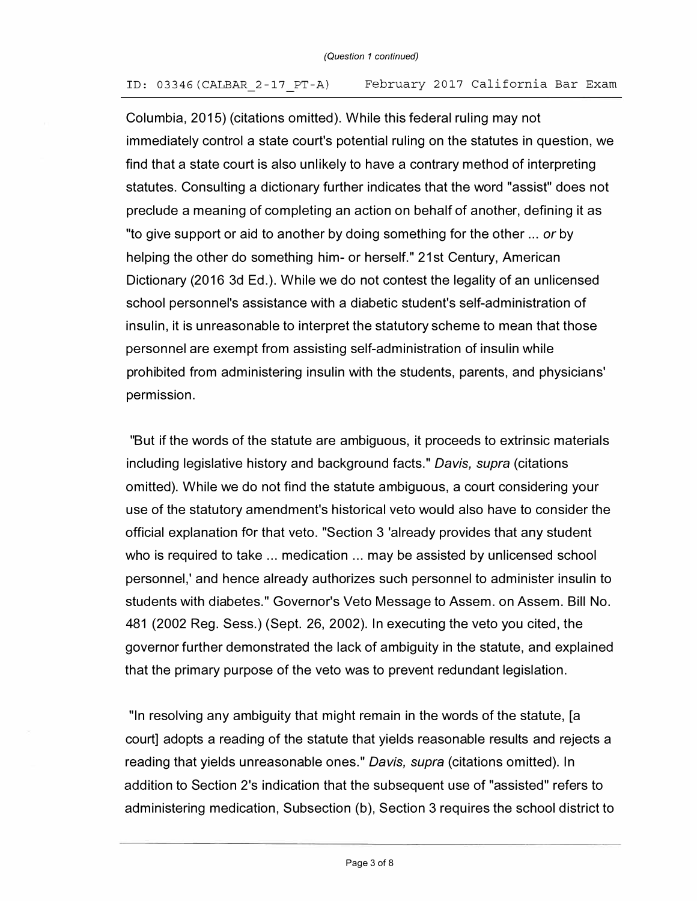Columbia, 2015) (citations omitted). While this federal ruling may not immediately control a state court's potential ruling on the statutes in question, we find that a state court is also unlikely to have a contrary method of interpreting statutes. Consulting a dictionary further indicates that the word "assist" does not preclude a meaning of completing an action on behalf of another, defining it as "to give support or aid to another by doing something for the other ... *or* by helping the other do something him- or herself." 21st Century, American Dictionary (2016 3d Ed.). While we do not contest the legality of an unlicensed school personnel's assistance with a diabetic student's self-administration of insulin, it is unreasonable to interpret the statutory scheme to mean that those personnel are exempt from assisting self-administration of insulin while prohibited from administering insulin with the students, parents, and physicians' permission.

"But if the words of the statute are ambiguous, it proceeds to extrinsic materials including legislative history and background facts." *Davis, supra* (citations omitted). While we do not find the statute ambiguous, a court considering your use of the statutory amendment's historical veto would also have to consider the official explanation for that veto. "Section 3 'already provides that any student who is required to take ... medication ... may be assisted by unlicensed school personnel,' and hence already authorizes such personnel to administer insulin to students with diabetes." Governor's Veto Message to Assem. on Assem. Bill No. 481 (2002 Reg. Sess.) (Sept. 26, 2002). In executing the veto you cited, the governor further demonstrated the lack of ambiguity in the statute, and explained that the primary purpose of the veto was to prevent redundant legislation.

"In resolving any ambiguity that might remain in the words of the statute, [a court] adopts a reading of the statute that yields reasonable results and rejects a reading that yields unreasonable ones." *Davis, supra* (citations omitted). In addition to Section 2's indication that the subsequent use of "assisted" refers to administering medication, Subsection (b), Section 3 requires the school district to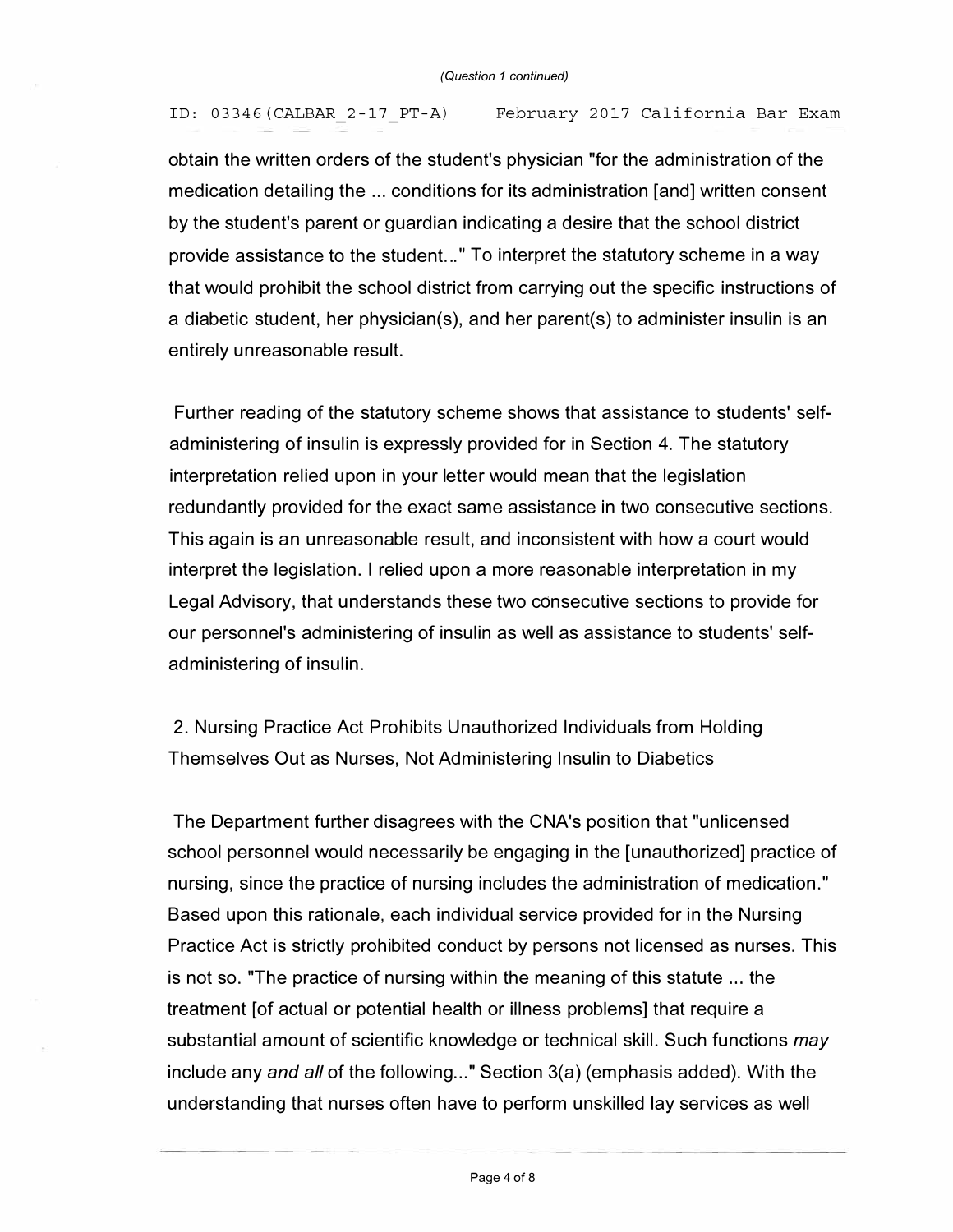obtain the written orders of the student's physician "for the administration of the medication detailing the ... conditions for its administration [and] written consent by the student's parent or guardian indicating a desire that the school district provide assistance to the student..." To interpret the statutory scheme in a way that would prohibit the school district from carrying out the specific instructions of a diabetic student, her physician(s), and her parent(s) to administer insulin is an entirely unreasonable result.

Further reading of the statutory scheme shows that assistance to students' self-administering of insulin is expressly provided for in Section 4. The statutory interpretation relied upon in your letter would mean that the legislation redundantly provided for the exact same assistance in two consecutive sections. This again is an unreasonable result, and inconsistent with how a court would interpret the legislation. I relied upon a more reasonable interpretation in my Legal Advisory, that understands these two consecutive sections to provide for our personnel's administering of insulin as well as assistance to students' self-administering of insulin.

2. Nursing Practice Act Prohibits Unauthorized Individuals from Holding Themselves Out as Nurses, Not Administering Insulin to Diabetics

The Department further disagrees with the CNA's position that "unlicensed school personnel would necessarily be engaging in the [unauthorized] practice of nursing, since the practice of nursing includes the administration of medication." Based upon this rationale, each individual service provided for in the Nursing Practice Act is strictly prohibited conduct by persons not licensed as nurses. This is not so. "The practice of nursing within the meaning of this statute ... the treatment [of actual or potential health or illness problems] that require a substantial amount of scientific knowledge or technical skill. Such functions *may* include any *and all* of the following..." Section 3(a) (emphasis added). With the understanding that nurses often have to perform unskilled lay services as well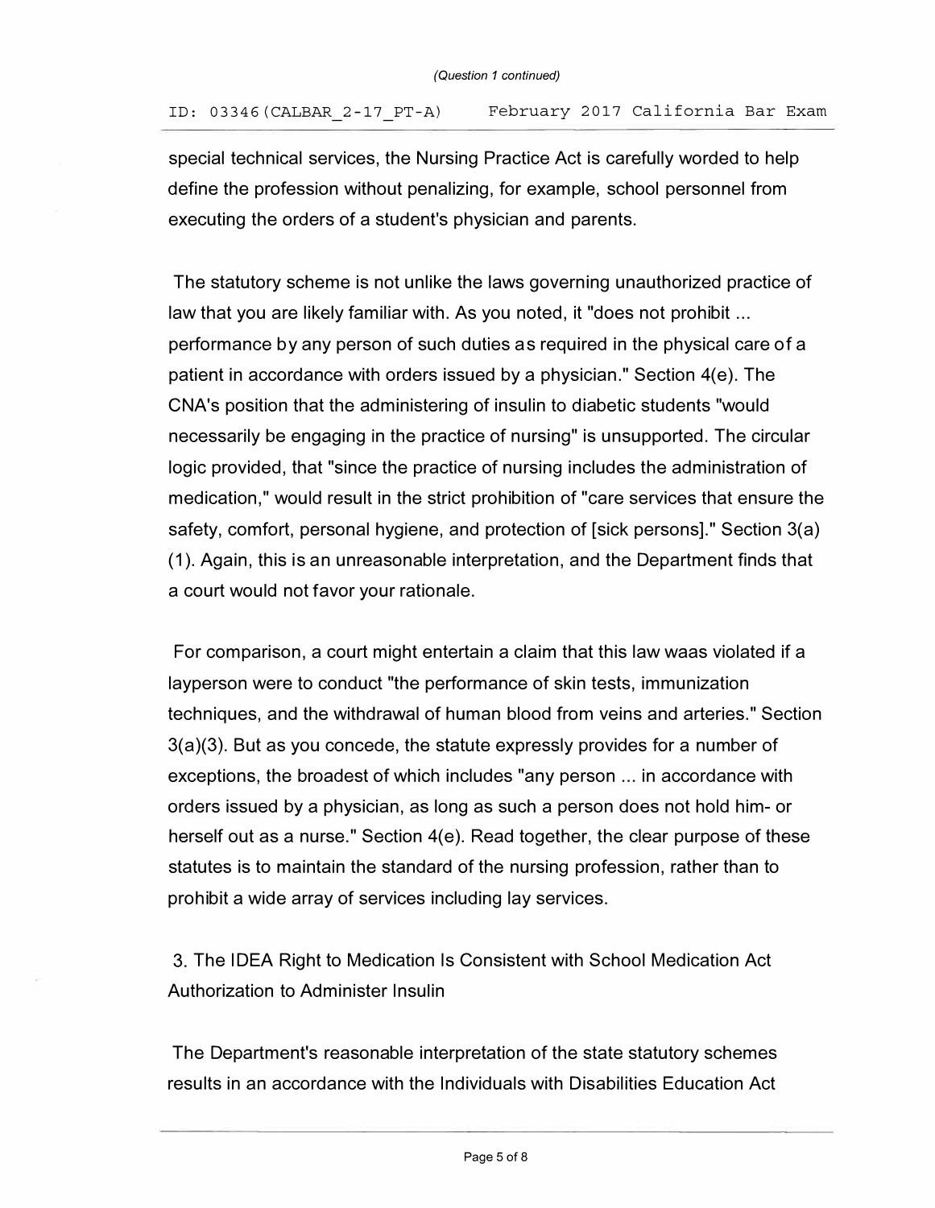special technical services, the Nursing Practice Act is carefully worded to help define the profession without penalizing, for example, school personnel from executing the orders of a student's physician and parents.

The statutory scheme is not unlike the laws governing unauthorized practice of law that you are likely familiar with. As you noted, it "does not prohibit ... performance by any person of such duties as required in the physical care of a patient in accordance with orders issued by a physician." Section 4(e). The CNA's position that the administering of insulin to diabetic students "would necessarily be engaging in the practice of nursing" is unsupported. The circular logic provided, that "since the practice of nursing includes the administration of medication," would result in the strict prohibition of "care services that ensure the safety, comfort, personal hygiene, and protection of [sick persons]." Section 3(a)(1). Again, this is an unreasonable interpretation, and the Department finds that a court would not favor your rationale.

For comparison, a court might entertain a claim that this law waas violated if a layperson were to conduct "the performance of skin tests, immunization techniques, and the withdrawal of human blood from veins and arteries." Section 3(a)(3). But as you concede, the statute expressly provides for a number of exceptions, the broadest of which includes "any person ... in accordance with orders issued by a physician, as long as such a person does not hold him- or herself out as a nurse." Section 4(e). Read together, the clear purpose of these statutes is to maintain the standard of the nursing profession, rather than to prohibit a wide array of services including lay services.

3. The IDEA Right to Medication Is Consistent with School Medication Act Authorization to Administer Insulin

The Department's reasonable interpretation of the state statutory schemes results in an accordance with the Individuals with Disabilities Education Act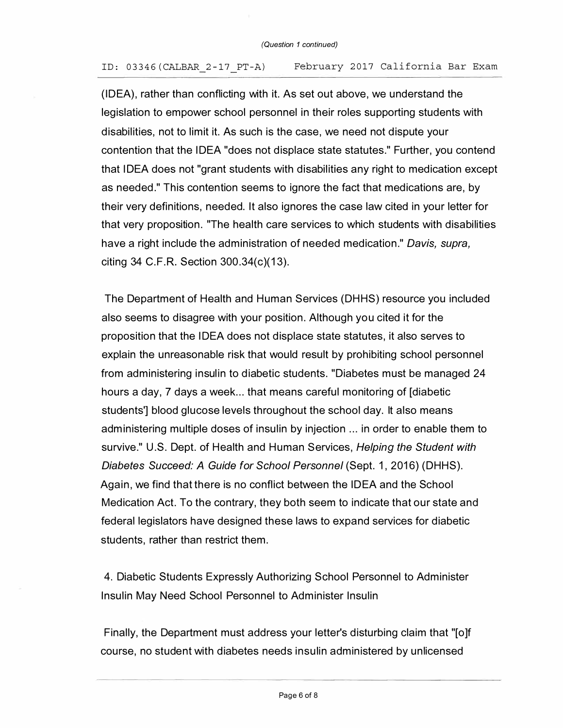(IDEA), rather than conflicting with it. As set out above, we understand the legislation to empower school personnel in their roles supporting students with disabilities, not to limit it. As such is the case, we need not dispute your contention that the IDEA "does not displace state statutes." Further, you contend that IDEA does not "grant students with disabilities any right to medication except as needed." This contention seems to ignore the fact that medications are, by their very definitions, needed. It also ignores the case law cited in your letter for that very proposition. "The health care services to which students with disabilities have a right include the administration of needed medication." *Davis, supra,* citing 34 C.F.R. Section 300.34(c)(13).

The Department of Health and Human Services (DHHS) resource you included also seems to disagree with your position. Although you cited it for the proposition that the IDEA does not displace state statutes, it also serves to explain the unreasonable risk that would result by prohibiting school personnel from administering insulin to diabetic students. "Diabetes must be managed 24 hours a day, 7 days a week... that means careful monitoring of [diabetic students'] blood glucose levels throughout the school day. It also means administering multiple doses of insulin by injection ... in order to enable them to survive." U.S. Dept. of Health and Human Services, *Helping the Student with Diabetes Succeed: A Guide for School Personnel* (Sept. 1, 2016) (DHHS). Again, we find that there is no conflict between the IDEA and the School Medication Act. To the contrary, they both seem to indicate that our state and federal legislators have designed these laws to expand services for diabetic students, rather than restrict them.

4. Diabetic Students Expressly Authorizing School Personnel to Administer Insulin May Need School Personnel to Administer Insulin

Finally, the Department must address your letter's disturbing claim that "[o]f course, no student with diabetes needs insulin administered by unlicensed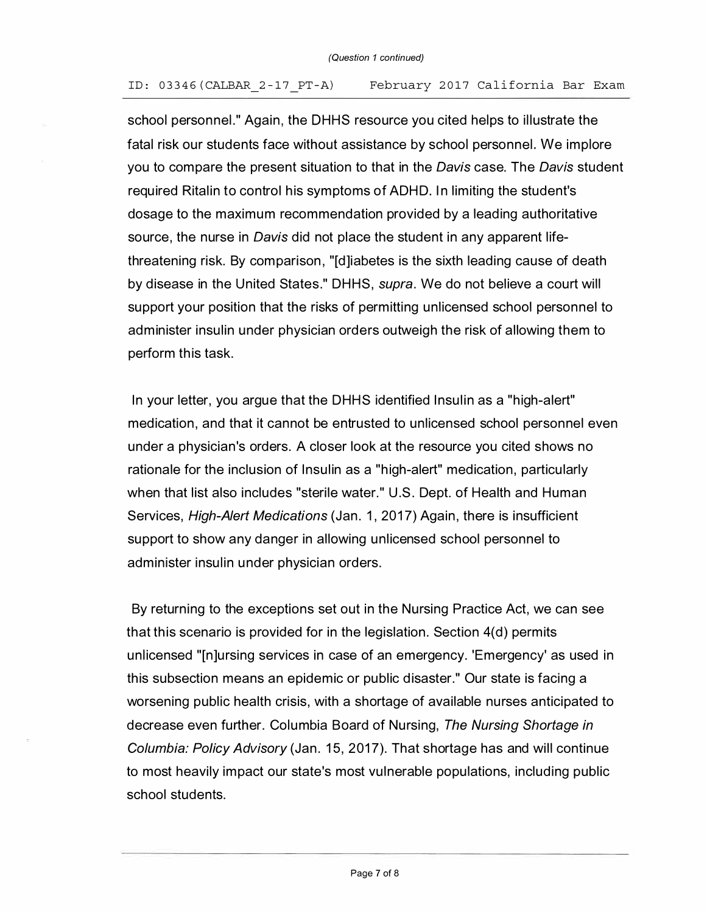school personnel." Again, the DHHS resource you cited helps to illustrate the fatal risk our students face without assistance by school personnel. We implore you to compare the present situation to that in the *Davis* case. The *Davis* student required Ritalin to control his symptoms of ADHD. In limiting the student's dosage to the maximum recommendation provided by a leading authoritative source, the nurse in *Davis* did not place the student in any apparent life-threatening risk. By comparison, "[d]iabetes is the sixth leading cause of death by disease in the United States." DHHS, *supra*. We do not believe a court will support your position that the risks of permitting unlicensed school personnel to administer insulin under physician orders outweigh the risk of allowing them to perform this task.

In your letter, you argue that the DHHS identified Insulin as a "high-alert" medication, and that it cannot be entrusted to unlicensed school personnel even under a physician's orders. A closer look at the resource you cited shows no rationale for the inclusion of Insulin as a "high-alert" medication, particularly when that list also includes "sterile water." U.S. Dept. of Health and Human Services, *High-Alert Medications* (Jan. 1, 2017) Again, there is insufficient support to show any danger in allowing unlicensed school personnel to administer insulin under physician orders.

By returning to the exceptions set out in the Nursing Practice Act, we can see that this scenario is provided for in the legislation. Section 4(d) permits unlicensed "[n]ursing services in case of an emergency. 'Emergency' as used in this subsection means an epidemic or public disaster." Our state is facing a worsening public health crisis, with a shortage of available nurses anticipated to decrease even further. Columbia Board of Nursing, *The Nursing Shortage in Columbia: Policy Advisory* (Jan. 15, 2017). That shortage has and will continue to most heavily impact our state's most vulnerable populations, including public school students.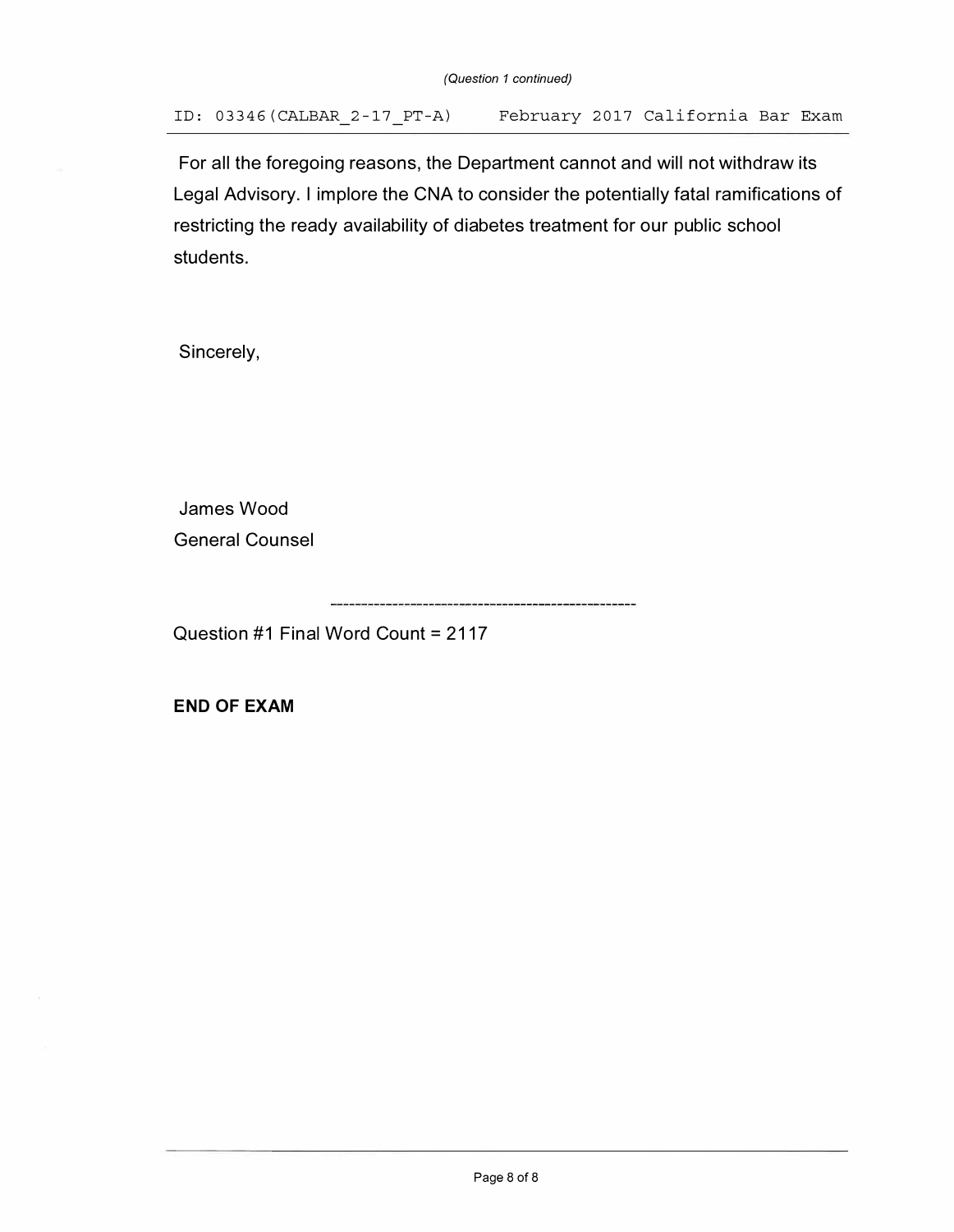For all the foregoing reasons, the Department cannot and will not withdraw its Legal Advisory. I implore the CNA to consider the potentially fatal ramifications of restricting the ready availability of diabetes treatment for our public school students.

Sincerely,

James Wood
General Counsel

---

Question #1 Final Word Count = 2117

**END OF EXAM**